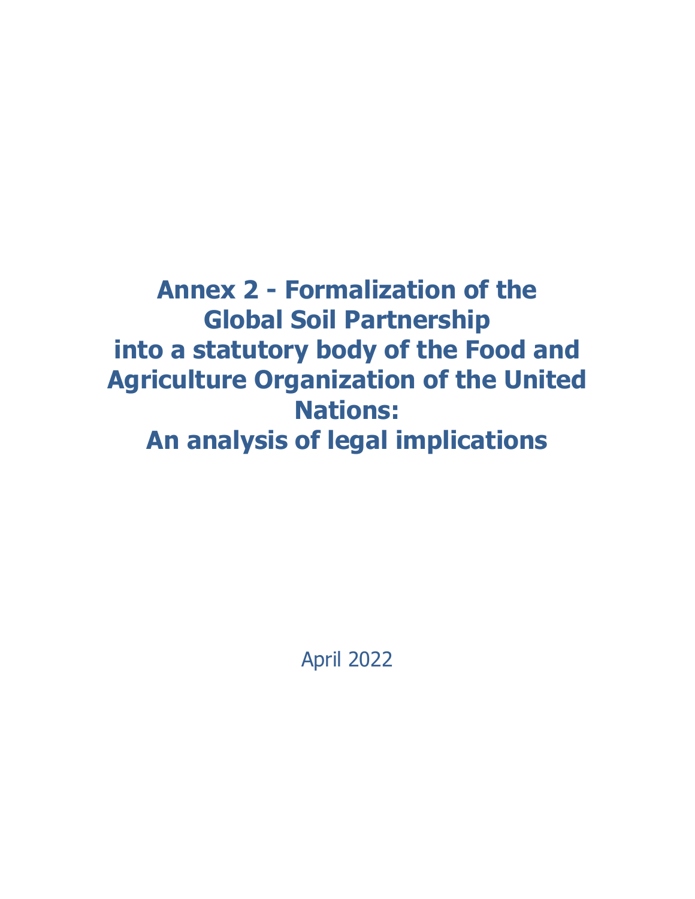# Annex 2 - Formalization of the Global Soil Partnership into a statutory body of the Food and Agriculture Organization of the United Nations: An analysis of legal implications

April 2022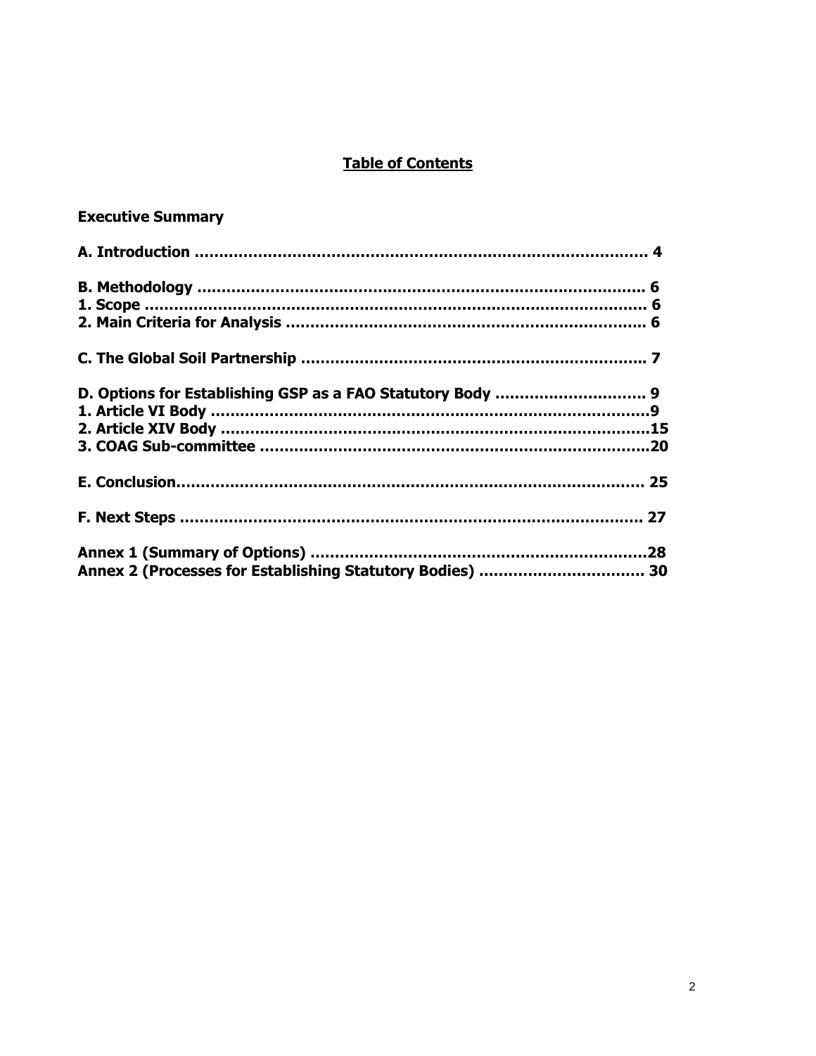## Table of Contents

**Executive Summary**

**A. Introduction ........................................................................................ 4**

**B. Methodology ...................................................................................... 6**
**1. Scope .................................................................................................. 6**
**2. Main Criteria for Analysis ..................................................................... 6**

**C. The Global Soil Partnership .................................................................. 7**

**D. Options for Establishing GSP as a FAO Statutory Body ............................ 9**
**1. Article VI Body .....................................................................................9**
**2. Article XIV Body ...................................................................................15**
**3. COAG Sub-committee ..........................................................................20**

**E. Conclusion.......................................................................................... 25**

**F. Next Steps .......................................................................................... 27**

**Annex 1 (Summary of Options) ................................................................28**
**Annex 2 (Processes for Establishing Statutory Bodies) ................................ 30**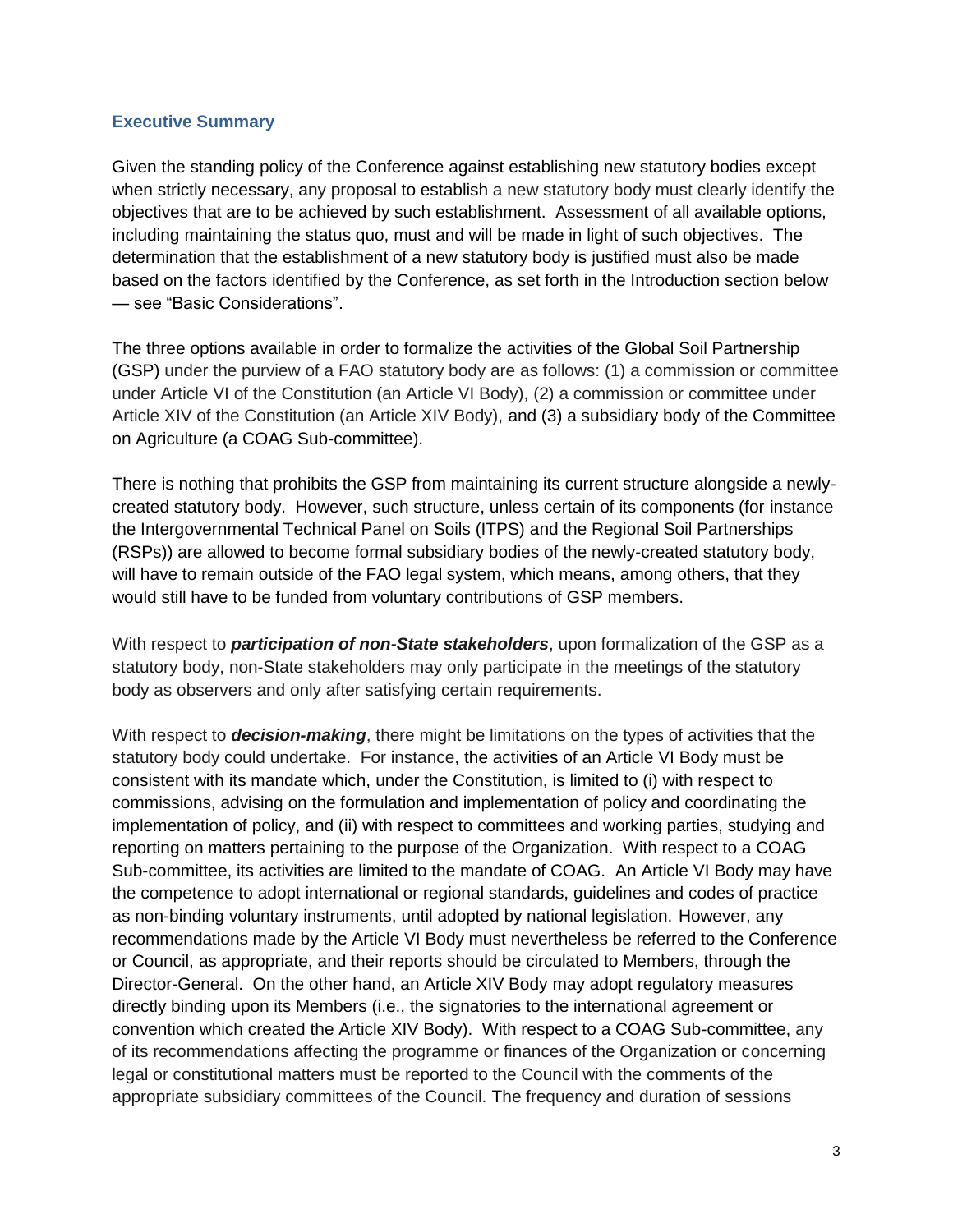## Executive Summary

Given the standing policy of the Conference against establishing new statutory bodies except when strictly necessary, any proposal to establish a new statutory body must clearly identify the objectives that are to be achieved by such establishment. Assessment of all available options, including maintaining the status quo, must and will be made in light of such objectives. The determination that the establishment of a new statutory body is justified must also be made based on the factors identified by the Conference, as set forth in the Introduction section below — see "Basic Considerations".

The three options available in order to formalize the activities of the Global Soil Partnership (GSP) under the purview of a FAO statutory body are as follows: (1) a commission or committee under Article VI of the Constitution (an Article VI Body), (2) a commission or committee under Article XIV of the Constitution (an Article XIV Body), and (3) a subsidiary body of the Committee on Agriculture (a COAG Sub-committee).

There is nothing that prohibits the GSP from maintaining its current structure alongside a newly-created statutory body. However, such structure, unless certain of its components (for instance the Intergovernmental Technical Panel on Soils (ITPS) and the Regional Soil Partnerships (RSPs)) are allowed to become formal subsidiary bodies of the newly-created statutory body, will have to remain outside of the FAO legal system, which means, among others, that they would still have to be funded from voluntary contributions of GSP members.

With respect to ***participation of non-State stakeholders***, upon formalization of the GSP as a statutory body, non-State stakeholders may only participate in the meetings of the statutory body as observers and only after satisfying certain requirements.

With respect to ***decision-making***, there might be limitations on the types of activities that the statutory body could undertake. For instance, the activities of an Article VI Body must be consistent with its mandate which, under the Constitution, is limited to (i) with respect to commissions, advising on the formulation and implementation of policy and coordinating the implementation of policy, and (ii) with respect to committees and working parties, studying and reporting on matters pertaining to the purpose of the Organization. With respect to a COAG Sub-committee, its activities are limited to the mandate of COAG. An Article VI Body may have the competence to adopt international or regional standards, guidelines and codes of practice as non-binding voluntary instruments, until adopted by national legislation. However, any recommendations made by the Article VI Body must nevertheless be referred to the Conference or Council, as appropriate, and their reports should be circulated to Members, through the Director-General. On the other hand, an Article XIV Body may adopt regulatory measures directly binding upon its Members (i.e., the signatories to the international agreement or convention which created the Article XIV Body). With respect to a COAG Sub-committee, any of its recommendations affecting the programme or finances of the Organization or concerning legal or constitutional matters must be reported to the Council with the comments of the appropriate subsidiary committees of the Council. The frequency and duration of sessions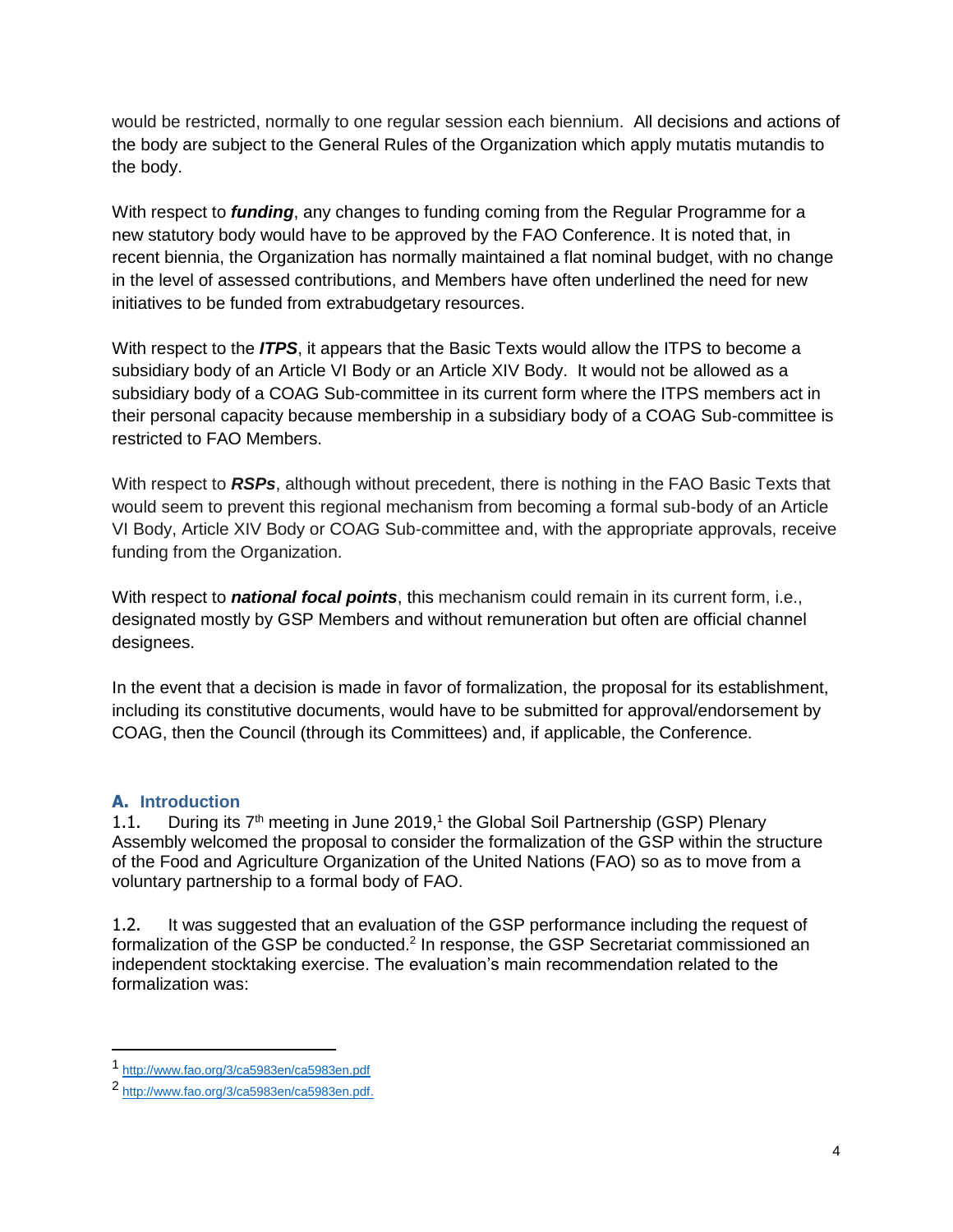would be restricted, normally to one regular session each biennium. All decisions and actions of the body are subject to the General Rules of the Organization which apply mutatis mutandis to the body.

With respect to ***funding***, any changes to funding coming from the Regular Programme for a new statutory body would have to be approved by the FAO Conference. It is noted that, in recent biennia, the Organization has normally maintained a flat nominal budget, with no change in the level of assessed contributions, and Members have often underlined the need for new initiatives to be funded from extrabudgetary resources.

With respect to the ***ITPS***, it appears that the Basic Texts would allow the ITPS to become a subsidiary body of an Article VI Body or an Article XIV Body. It would not be allowed as a subsidiary body of a COAG Sub-committee in its current form where the ITPS members act in their personal capacity because membership in a subsidiary body of a COAG Sub-committee is restricted to FAO Members.

With respect to ***RSPs***, although without precedent, there is nothing in the FAO Basic Texts that would seem to prevent this regional mechanism from becoming a formal sub-body of an Article VI Body, Article XIV Body or COAG Sub-committee and, with the appropriate approvals, receive funding from the Organization.

With respect to ***national focal points***, this mechanism could remain in its current form, i.e., designated mostly by GSP Members and without remuneration but often are official channel designees.

In the event that a decision is made in favor of formalization, the proposal for its establishment, including its constitutive documents, would have to be submitted for approval/endorsement by COAG, then the Council (through its Committees) and, if applicable, the Conference.

## A. Introduction

1.1. During its 7th meeting in June 2019,[1] the Global Soil Partnership (GSP) Plenary Assembly welcomed the proposal to consider the formalization of the GSP within the structure of the Food and Agriculture Organization of the United Nations (FAO) so as to move from a voluntary partnership to a formal body of FAO.

1.2. It was suggested that an evaluation of the GSP performance including the request of formalization of the GSP be conducted.[2] In response, the GSP Secretariat commissioned an independent stocktaking exercise. The evaluation's main recommendation related to the formalization was:

---

[1] http://www.fao.org/3/ca5983en/ca5983en.pdf

[2] http://www.fao.org/3/ca5983en/ca5983en.pdf.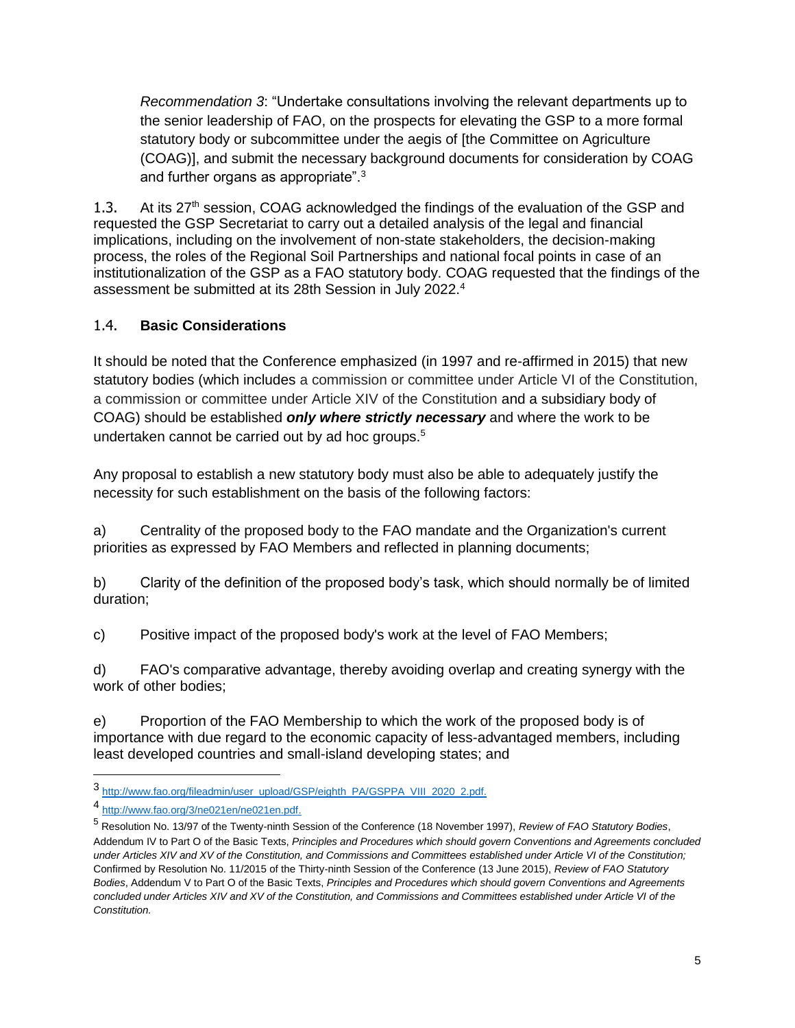*Recommendation 3*: "Undertake consultations involving the relevant departments up to the senior leadership of FAO, on the prospects for elevating the GSP to a more formal statutory body or subcommittee under the aegis of [the Committee on Agriculture (COAG)], and submit the necessary background documents for consideration by COAG and further organs as appropriate".[3]

1.3. At its 27th session, COAG acknowledged the findings of the evaluation of the GSP and requested the GSP Secretariat to carry out a detailed analysis of the legal and financial implications, including on the involvement of non-state stakeholders, the decision-making process, the roles of the Regional Soil Partnerships and national focal points in case of an institutionalization of the GSP as a FAO statutory body. COAG requested that the findings of the assessment be submitted at its 28th Session in July 2022.[4]

### 1.4. Basic Considerations

It should be noted that the Conference emphasized (in 1997 and re-affirmed in 2015) that new statutory bodies (which includes a commission or committee under Article VI of the Constitution, a commission or committee under Article XIV of the Constitution and a subsidiary body of COAG) should be established ***only where strictly necessary*** and where the work to be undertaken cannot be carried out by ad hoc groups.[5]

Any proposal to establish a new statutory body must also be able to adequately justify the necessity for such establishment on the basis of the following factors:

a) Centrality of the proposed body to the FAO mandate and the Organization's current priorities as expressed by FAO Members and reflected in planning documents;

b) Clarity of the definition of the proposed body's task, which should normally be of limited duration;

c) Positive impact of the proposed body's work at the level of FAO Members;

d) FAO's comparative advantage, thereby avoiding overlap and creating synergy with the work of other bodies;

e) Proportion of the FAO Membership to which the work of the proposed body is of importance with due regard to the economic capacity of less-advantaged members, including least developed countries and small-island developing states; and

---

[3] http://www.fao.org/fileadmin/user_upload/GSP/eighth_PA/GSPPA_VIII_2020_2.pdf.

[4] http://www.fao.org/3/ne021en/ne021en.pdf.

[5] Resolution No. 13/97 of the Twenty-ninth Session of the Conference (18 November 1997), *Review of FAO Statutory Bodies*, Addendum IV to Part O of the Basic Texts, *Principles and Procedures which should govern Conventions and Agreements concluded under Articles XIV and XV of the Constitution, and Commissions and Committees established under Article VI of the Constitution;* Confirmed by Resolution No. 11/2015 of the Thirty-ninth Session of the Conference (13 June 2015), *Review of FAO Statutory Bodies*, Addendum V to Part O of the Basic Texts, *Principles and Procedures which should govern Conventions and Agreements concluded under Articles XIV and XV of the Constitution, and Commissions and Committees established under Article VI of the Constitution.*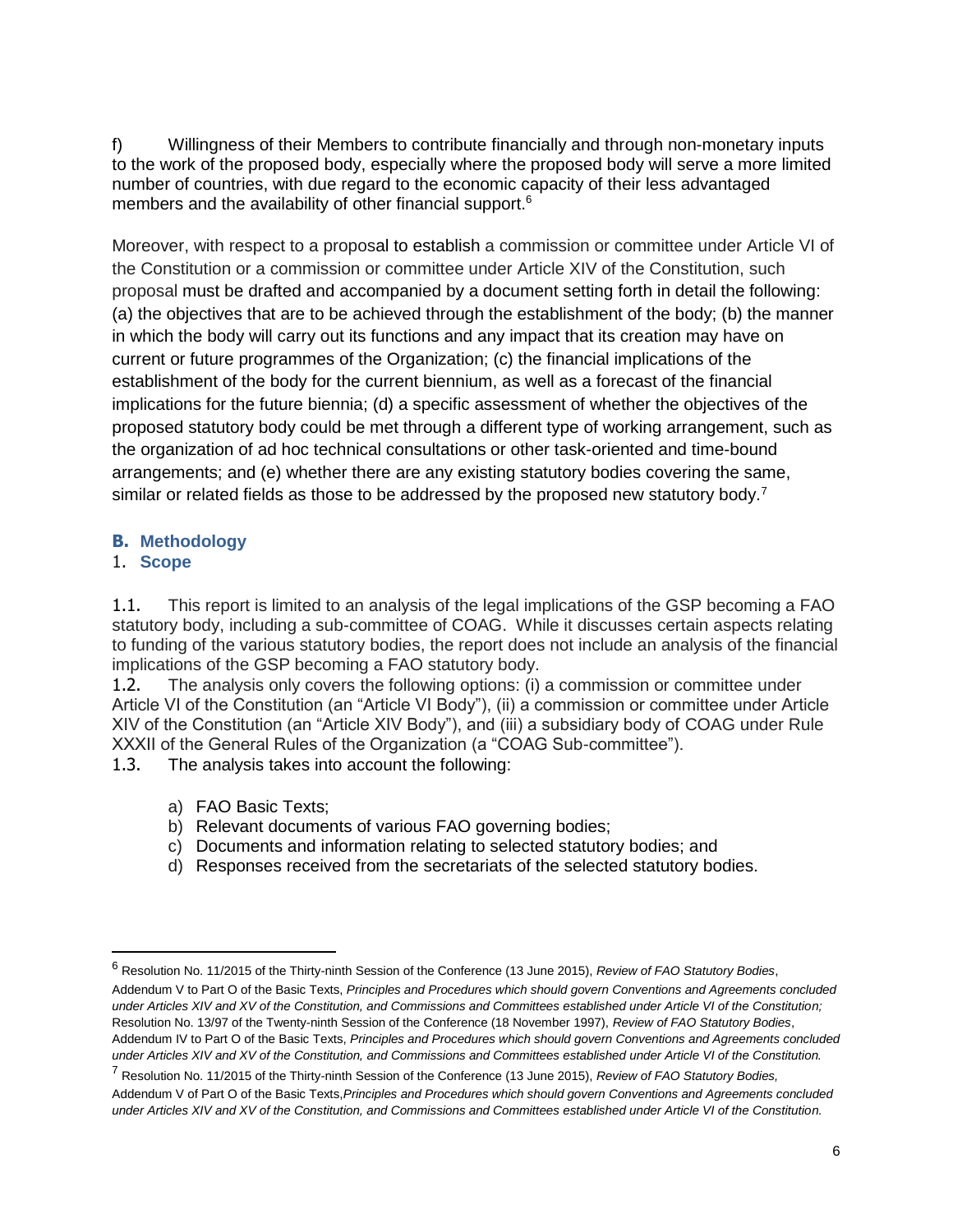f) Willingness of their Members to contribute financially and through non-monetary inputs to the work of the proposed body, especially where the proposed body will serve a more limited number of countries, with due regard to the economic capacity of their less advantaged members and the availability of other financial support.[6]

Moreover, with respect to a proposal to establish a commission or committee under Article VI of the Constitution or a commission or committee under Article XIV of the Constitution, such proposal must be drafted and accompanied by a document setting forth in detail the following: (a) the objectives that are to be achieved through the establishment of the body; (b) the manner in which the body will carry out its functions and any impact that its creation may have on current or future programmes of the Organization; (c) the financial implications of the establishment of the body for the current biennium, as well as a forecast of the financial implications for the future biennia; (d) a specific assessment of whether the objectives of the proposed statutory body could be met through a different type of working arrangement, such as the organization of ad hoc technical consultations or other task-oriented and time-bound arrangements; and (e) whether there are any existing statutory bodies covering the same, similar or related fields as those to be addressed by the proposed new statutory body.[7]

## B. Methodology

### 1. Scope

1.1. This report is limited to an analysis of the legal implications of the GSP becoming a FAO statutory body, including a sub-committee of COAG. While it discusses certain aspects relating to funding of the various statutory bodies, the report does not include an analysis of the financial implications of the GSP becoming a FAO statutory body.

1.2. The analysis only covers the following options: (i) a commission or committee under Article VI of the Constitution (an "Article VI Body"), (ii) a commission or committee under Article XIV of the Constitution (an "Article XIV Body"), and (iii) a subsidiary body of COAG under Rule XXXII of the General Rules of the Organization (a "COAG Sub-committee").

1.3. The analysis takes into account the following:

a) FAO Basic Texts;
b) Relevant documents of various FAO governing bodies;
c) Documents and information relating to selected statutory bodies; and
d) Responses received from the secretariats of the selected statutory bodies.

---

[6] Resolution No. 11/2015 of the Thirty-ninth Session of the Conference (13 June 2015), *Review of FAO Statutory Bodies*, Addendum V to Part O of the Basic Texts, *Principles and Procedures which should govern Conventions and Agreements concluded under Articles XIV and XV of the Constitution, and Commissions and Committees established under Article VI of the Constitution;* Resolution No. 13/97 of the Twenty-ninth Session of the Conference (18 November 1997), *Review of FAO Statutory Bodies*, Addendum IV to Part O of the Basic Texts, *Principles and Procedures which should govern Conventions and Agreements concluded under Articles XIV and XV of the Constitution, and Commissions and Committees established under Article VI of the Constitution.*

[7] Resolution No. 11/2015 of the Thirty-ninth Session of the Conference (13 June 2015), *Review of FAO Statutory Bodies,* Addendum V of Part O of the Basic Texts, *Principles and Procedures which should govern Conventions and Agreements concluded under Articles XIV and XV of the Constitution, and Commissions and Committees established under Article VI of the Constitution.*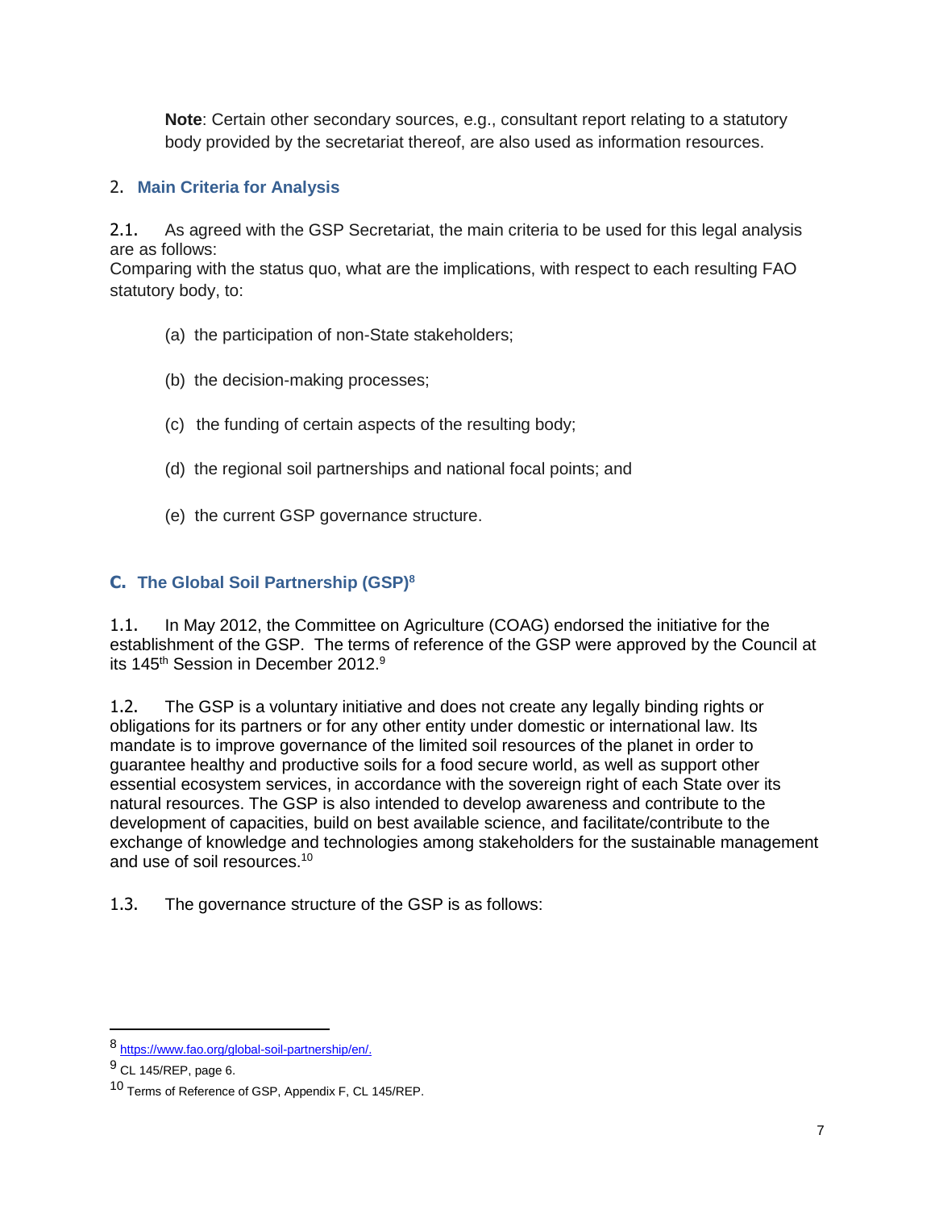**Note**: Certain other secondary sources, e.g., consultant report relating to a statutory body provided by the secretariat thereof, are also used as information resources.

## 2. Main Criteria for Analysis

2.1. As agreed with the GSP Secretariat, the main criteria to be used for this legal analysis are as follows:
Comparing with the status quo, what are the implications, with respect to each resulting FAO statutory body, to:

(a) the participation of non-State stakeholders;

(b) the decision-making processes;

(c) the funding of certain aspects of the resulting body;

(d) the regional soil partnerships and national focal points; and

(e) the current GSP governance structure.

# C. The Global Soil Partnership (GSP)[8]

1.1. In May 2012, the Committee on Agriculture (COAG) endorsed the initiative for the establishment of the GSP. The terms of reference of the GSP were approved by the Council at its 145th Session in December 2012.[9]

1.2. The GSP is a voluntary initiative and does not create any legally binding rights or obligations for its partners or for any other entity under domestic or international law. Its mandate is to improve governance of the limited soil resources of the planet in order to guarantee healthy and productive soils for a food secure world, as well as support other essential ecosystem services, in accordance with the sovereign right of each State over its natural resources. The GSP is also intended to develop awareness and contribute to the development of capacities, build on best available science, and facilitate/contribute to the exchange of knowledge and technologies among stakeholders for the sustainable management and use of soil resources.[10]

1.3. The governance structure of the GSP is as follows:

---

[8] https://www.fao.org/global-soil-partnership/en/.

[9] CL 145/REP, page 6.

[10] Terms of Reference of GSP, Appendix F, CL 145/REP.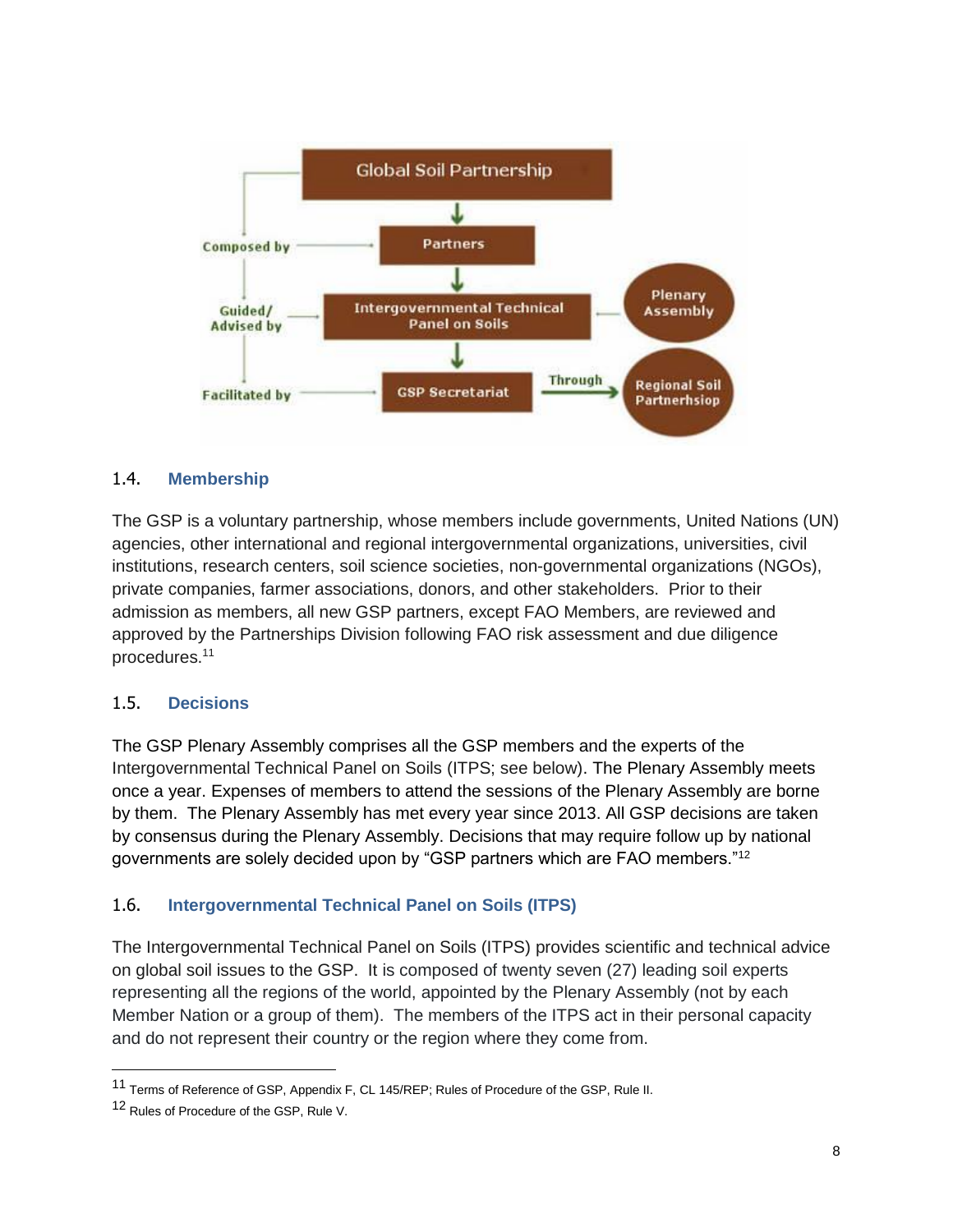Global Soil Partnership

Composed by → Partners

Guided/ Advised by → Intergovernmental Technical Panel on Soils ← Plenary Assembly

Facilitated by → GSP Secretariat → Through → Regional Soil Partnerhsiop

## 1.4. Membership

The GSP is a voluntary partnership, whose members include governments, United Nations (UN) agencies, other international and regional intergovernmental organizations, universities, civil institutions, research centers, soil science societies, non-governmental organizations (NGOs), private companies, farmer associations, donors, and other stakeholders. Prior to their admission as members, all new GSP partners, except FAO Members, are reviewed and approved by the Partnerships Division following FAO risk assessment and due diligence procedures.[11]

## 1.5. Decisions

The GSP Plenary Assembly comprises all the GSP members and the experts of the Intergovernmental Technical Panel on Soils (ITPS; see below). The Plenary Assembly meets once a year. Expenses of members to attend the sessions of the Plenary Assembly are borne by them. The Plenary Assembly has met every year since 2013. All GSP decisions are taken by consensus during the Plenary Assembly. Decisions that may require follow up by national governments are solely decided upon by "GSP partners which are FAO members."[12]

## 1.6. Intergovernmental Technical Panel on Soils (ITPS)

The Intergovernmental Technical Panel on Soils (ITPS) provides scientific and technical advice on global soil issues to the GSP. It is composed of twenty seven (27) leading soil experts representing all the regions of the world, appointed by the Plenary Assembly (not by each Member Nation or a group of them). The members of the ITPS act in their personal capacity and do not represent their country or the region where they come from.

---

[11] Terms of Reference of GSP, Appendix F, CL 145/REP; Rules of Procedure of the GSP, Rule II.

[12] Rules of Procedure of the GSP, Rule V.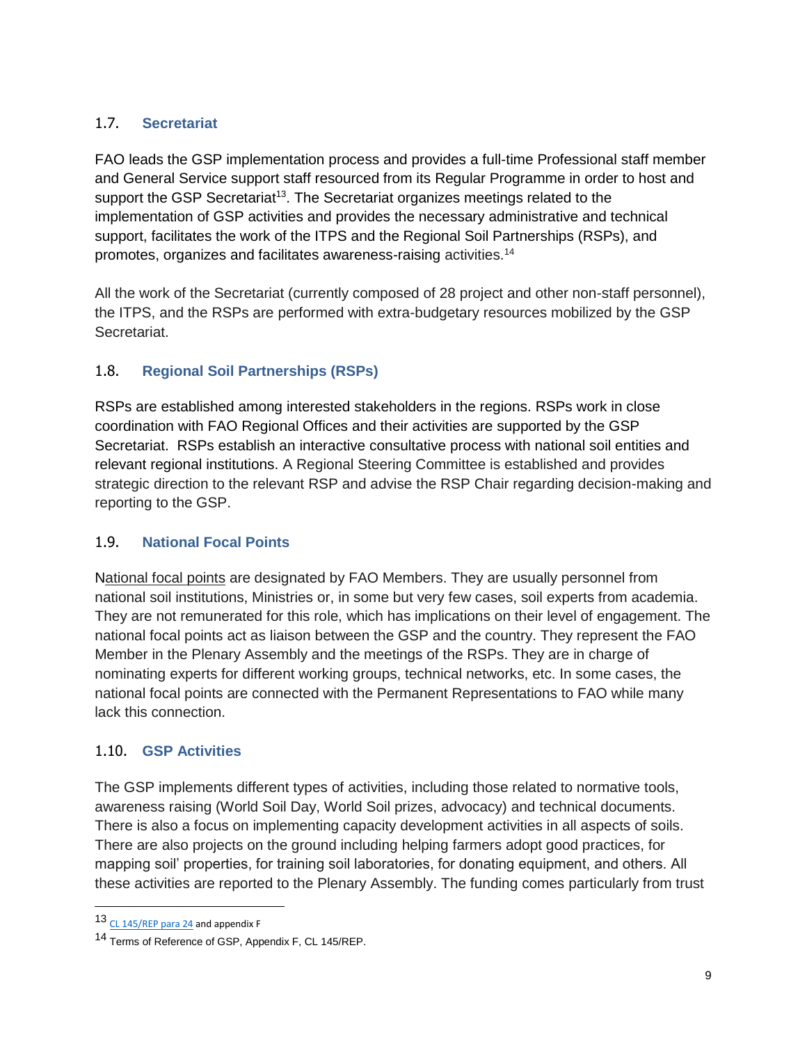### 1.7. Secretariat

FAO leads the GSP implementation process and provides a full-time Professional staff member and General Service support staff resourced from its Regular Programme in order to host and support the GSP Secretariat[13]. The Secretariat organizes meetings related to the implementation of GSP activities and provides the necessary administrative and technical support, facilitates the work of the ITPS and the Regional Soil Partnerships (RSPs), and promotes, organizes and facilitates awareness-raising activities.[14]

All the work of the Secretariat (currently composed of 28 project and other non-staff personnel), the ITPS, and the RSPs are performed with extra-budgetary resources mobilized by the GSP Secretariat.

### 1.8. Regional Soil Partnerships (RSPs)

RSPs are established among interested stakeholders in the regions. RSPs work in close coordination with FAO Regional Offices and their activities are supported by the GSP Secretariat. RSPs establish an interactive consultative process with national soil entities and relevant regional institutions. A Regional Steering Committee is established and provides strategic direction to the relevant RSP and advise the RSP Chair regarding decision-making and reporting to the GSP.

### 1.9. National Focal Points

National focal points are designated by FAO Members. They are usually personnel from national soil institutions, Ministries or, in some but very few cases, soil experts from academia. They are not remunerated for this role, which has implications on their level of engagement. The national focal points act as liaison between the GSP and the country. They represent the FAO Member in the Plenary Assembly and the meetings of the RSPs. They are in charge of nominating experts for different working groups, technical networks, etc. In some cases, the national focal points are connected with the Permanent Representations to FAO while many lack this connection.

### 1.10. GSP Activities

The GSP implements different types of activities, including those related to normative tools, awareness raising (World Soil Day, World Soil prizes, advocacy) and technical documents. There is also a focus on implementing capacity development activities in all aspects of soils. There are also projects on the ground including helping farmers adopt good practices, for mapping soil' properties, for training soil laboratories, for donating equipment, and others. All these activities are reported to the Plenary Assembly. The funding comes particularly from trust

---

[13] CL 145/REP para 24 and appendix F

[14] Terms of Reference of GSP, Appendix F, CL 145/REP.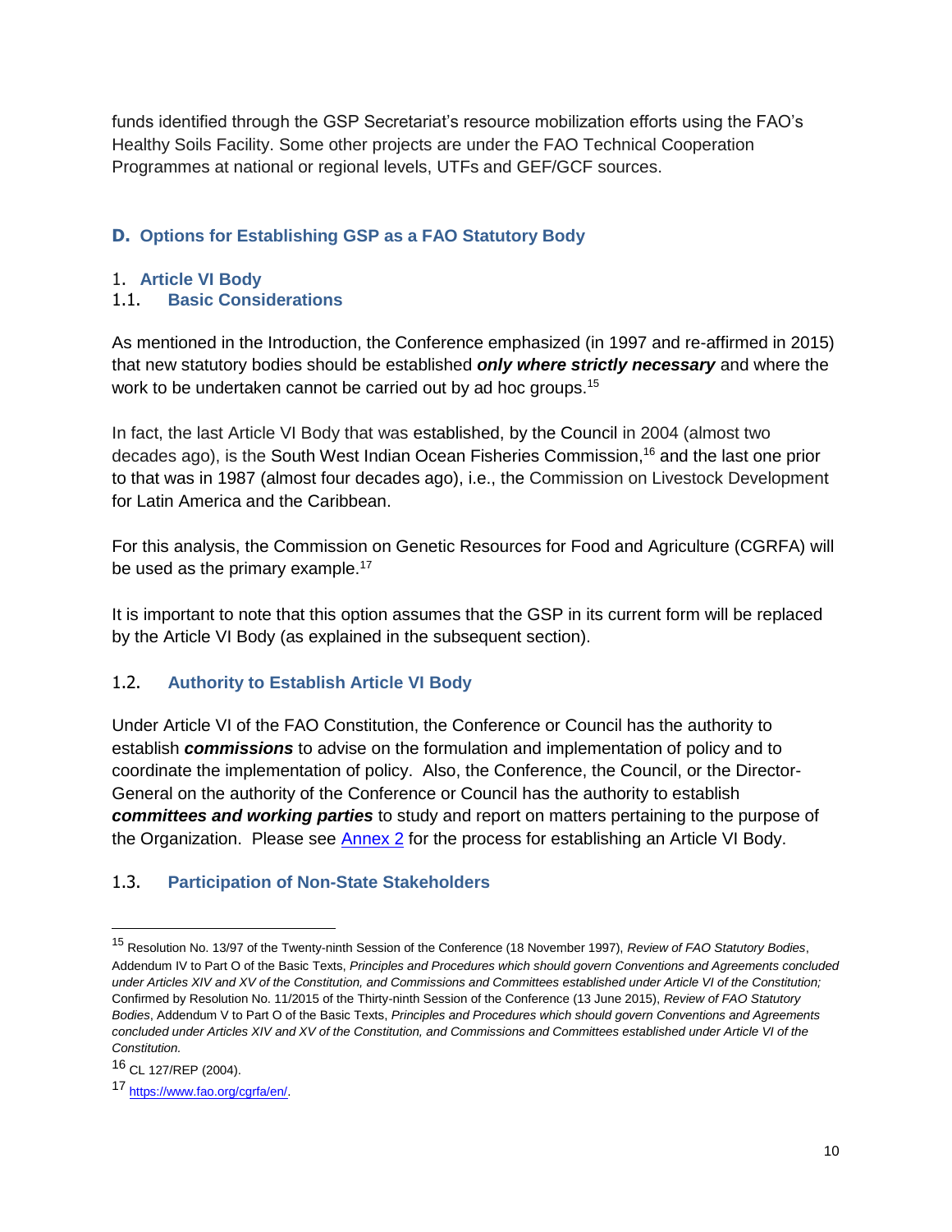funds identified through the GSP Secretariat's resource mobilization efforts using the FAO's Healthy Soils Facility. Some other projects are under the FAO Technical Cooperation Programmes at national or regional levels, UTFs and GEF/GCF sources.

## D. Options for Establishing GSP as a FAO Statutory Body

### 1. Article VI Body

#### 1.1. Basic Considerations

As mentioned in the Introduction, the Conference emphasized (in 1997 and re-affirmed in 2015) that new statutory bodies should be established ***only where strictly necessary*** and where the work to be undertaken cannot be carried out by ad hoc groups.[15]

In fact, the last Article VI Body that was established, by the Council in 2004 (almost two decades ago), is the South West Indian Ocean Fisheries Commission,[16] and the last one prior to that was in 1987 (almost four decades ago), i.e., the Commission on Livestock Development for Latin America and the Caribbean.

For this analysis, the Commission on Genetic Resources for Food and Agriculture (CGRFA) will be used as the primary example.[17]

It is important to note that this option assumes that the GSP in its current form will be replaced by the Article VI Body (as explained in the subsequent section).

#### 1.2. Authority to Establish Article VI Body

Under Article VI of the FAO Constitution, the Conference or Council has the authority to establish ***commissions*** to advise on the formulation and implementation of policy and to coordinate the implementation of policy. Also, the Conference, the Council, or the Director-General on the authority of the Conference or Council has the authority to establish ***committees and working parties*** to study and report on matters pertaining to the purpose of the Organization. Please see [Annex 2] for the process for establishing an Article VI Body.

#### 1.3. Participation of Non-State Stakeholders

---

[15] Resolution No. 13/97 of the Twenty-ninth Session of the Conference (18 November 1997), *Review of FAO Statutory Bodies*, Addendum IV to Part O of the Basic Texts, *Principles and Procedures which should govern Conventions and Agreements concluded under Articles XIV and XV of the Constitution, and Commissions and Committees established under Article VI of the Constitution;* Confirmed by Resolution No. 11/2015 of the Thirty-ninth Session of the Conference (13 June 2015), *Review of FAO Statutory Bodies*, Addendum V to Part O of the Basic Texts, *Principles and Procedures which should govern Conventions and Agreements concluded under Articles XIV and XV of the Constitution, and Commissions and Committees established under Article VI of the Constitution.*

[16] CL 127/REP (2004).

[17] https://www.fao.org/cgrfa/en/.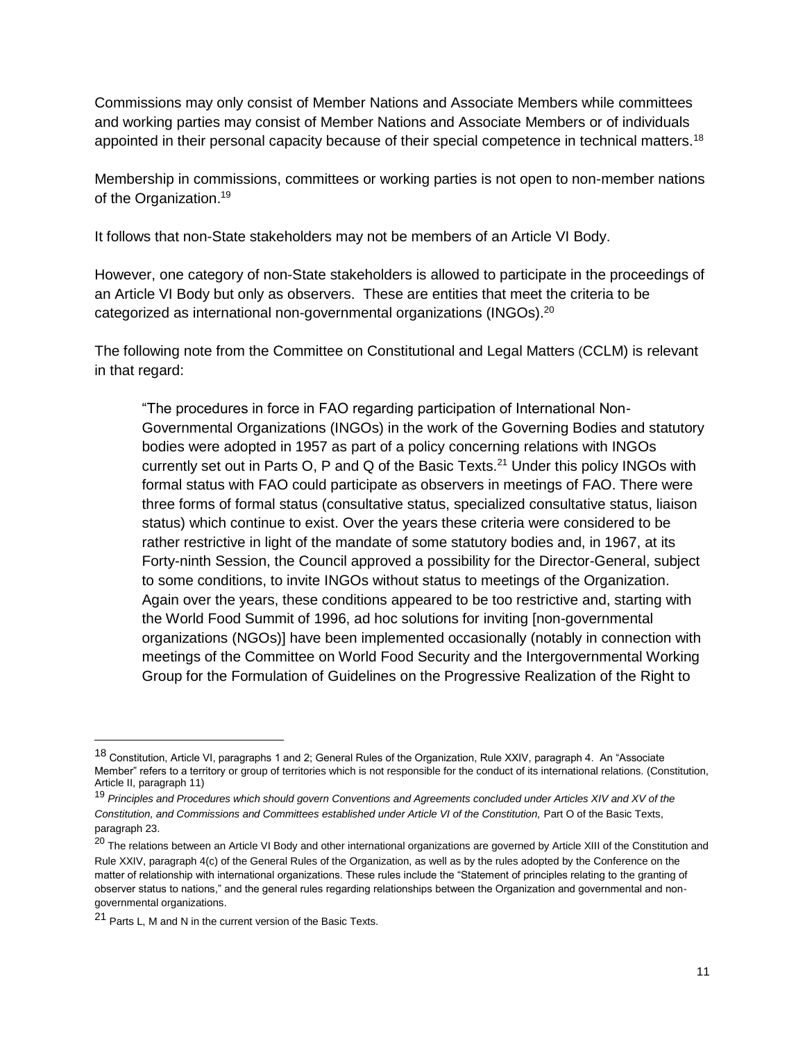Commissions may only consist of Member Nations and Associate Members while committees and working parties may consist of Member Nations and Associate Members or of individuals appointed in their personal capacity because of their special competence in technical matters.[18]

Membership in commissions, committees or working parties is not open to non-member nations of the Organization.[19]

It follows that non-State stakeholders may not be members of an Article VI Body.

However, one category of non-State stakeholders is allowed to participate in the proceedings of an Article VI Body but only as observers. These are entities that meet the criteria to be categorized as international non-governmental organizations (INGOs).[20]

The following note from the Committee on Constitutional and Legal Matters (CCLM) is relevant in that regard:

> "The procedures in force in FAO regarding participation of International Non-Governmental Organizations (INGOs) in the work of the Governing Bodies and statutory bodies were adopted in 1957 as part of a policy concerning relations with INGOs currently set out in Parts O, P and Q of the Basic Texts.[21] Under this policy INGOs with formal status with FAO could participate as observers in meetings of FAO. There were three forms of formal status (consultative status, specialized consultative status, liaison status) which continue to exist. Over the years these criteria were considered to be rather restrictive in light of the mandate of some statutory bodies and, in 1967, at its Forty-ninth Session, the Council approved a possibility for the Director-General, subject to some conditions, to invite INGOs without status to meetings of the Organization. Again over the years, these conditions appeared to be too restrictive and, starting with the World Food Summit of 1996, ad hoc solutions for inviting [non-governmental organizations (NGOs)] have been implemented occasionally (notably in connection with meetings of the Committee on World Food Security and the Intergovernmental Working Group for the Formulation of Guidelines on the Progressive Realization of the Right to

---

[18] Constitution, Article VI, paragraphs 1 and 2; General Rules of the Organization, Rule XXIV, paragraph 4. An "Associate Member" refers to a territory or group of territories which is not responsible for the conduct of its international relations. (Constitution, Article II, paragraph 11)

[19] *Principles and Procedures which should govern Conventions and Agreements concluded under Articles XIV and XV of the Constitution, and Commissions and Committees established under Article VI of the Constitution,* Part O of the Basic Texts, paragraph 23.

[20] The relations between an Article VI Body and other international organizations are governed by Article XIII of the Constitution and Rule XXIV, paragraph 4(c) of the General Rules of the Organization, as well as by the rules adopted by the Conference on the matter of relationship with international organizations. These rules include the "Statement of principles relating to the granting of observer status to nations," and the general rules regarding relationships between the Organization and governmental and non-governmental organizations.

[21] Parts L, M and N in the current version of the Basic Texts.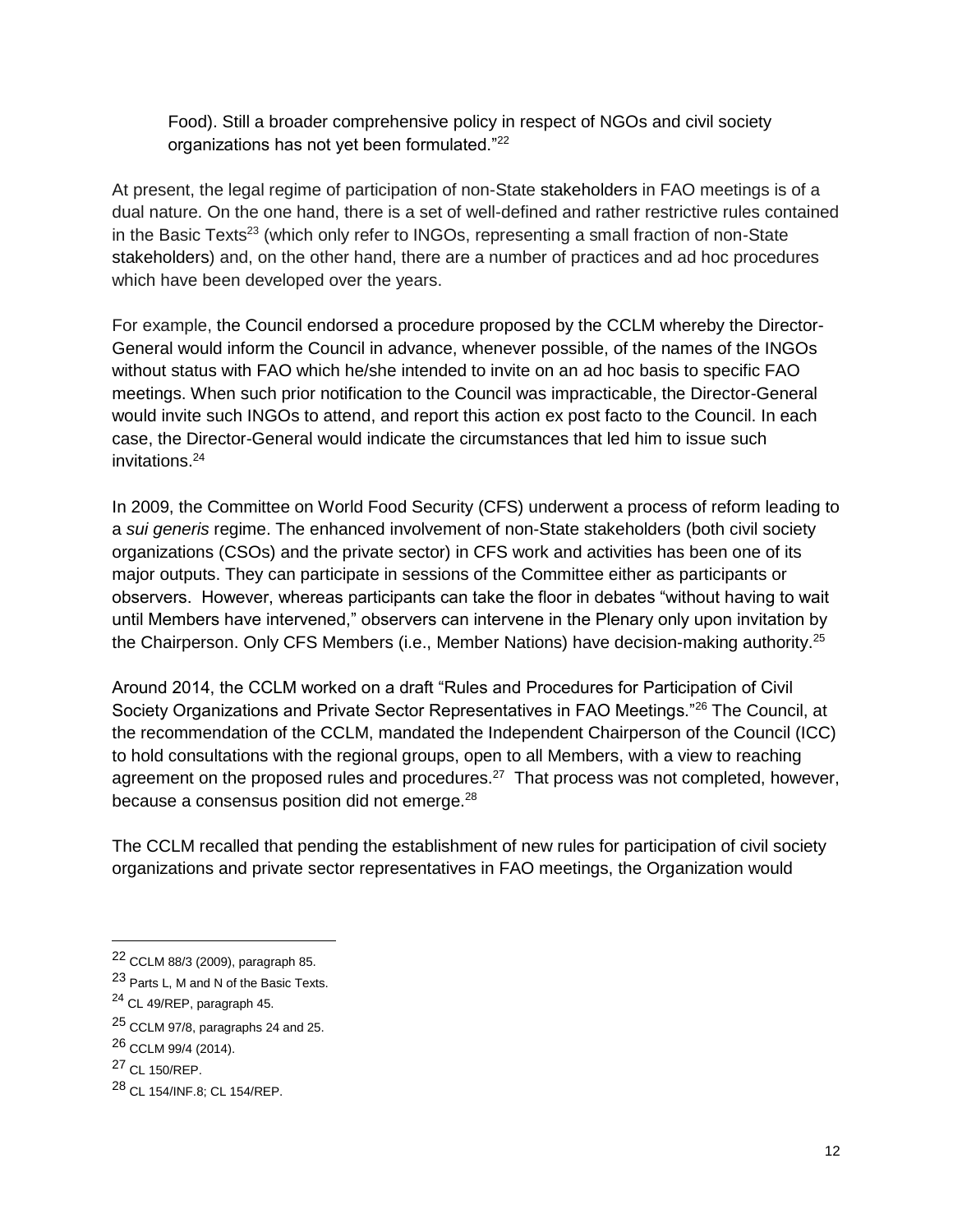Food). Still a broader comprehensive policy in respect of NGOs and civil society organizations has not yet been formulated."[22]

At present, the legal regime of participation of non-State stakeholders in FAO meetings is of a dual nature. On the one hand, there is a set of well-defined and rather restrictive rules contained in the Basic Texts[23] (which only refer to INGOs, representing a small fraction of non-State stakeholders) and, on the other hand, there are a number of practices and ad hoc procedures which have been developed over the years.

For example, the Council endorsed a procedure proposed by the CCLM whereby the Director-General would inform the Council in advance, whenever possible, of the names of the INGOs without status with FAO which he/she intended to invite on an ad hoc basis to specific FAO meetings. When such prior notification to the Council was impracticable, the Director-General would invite such INGOs to attend, and report this action ex post facto to the Council. In each case, the Director-General would indicate the circumstances that led him to issue such invitations.[24]

In 2009, the Committee on World Food Security (CFS) underwent a process of reform leading to a *sui generis* regime. The enhanced involvement of non-State stakeholders (both civil society organizations (CSOs) and the private sector) in CFS work and activities has been one of its major outputs. They can participate in sessions of the Committee either as participants or observers. However, whereas participants can take the floor in debates "without having to wait until Members have intervened," observers can intervene in the Plenary only upon invitation by the Chairperson. Only CFS Members (i.e., Member Nations) have decision-making authority.[25]

Around 2014, the CCLM worked on a draft "Rules and Procedures for Participation of Civil Society Organizations and Private Sector Representatives in FAO Meetings."[26] The Council, at the recommendation of the CCLM, mandated the Independent Chairperson of the Council (ICC) to hold consultations with the regional groups, open to all Members, with a view to reaching agreement on the proposed rules and procedures.[27] That process was not completed, however, because a consensus position did not emerge.[28]

The CCLM recalled that pending the establishment of new rules for participation of civil society organizations and private sector representatives in FAO meetings, the Organization would

---

[22] CCLM 88/3 (2009), paragraph 85.

[23] Parts L, M and N of the Basic Texts.

[24] CL 49/REP, paragraph 45.

[25] CCLM 97/8, paragraphs 24 and 25.

[26] CCLM 99/4 (2014).

[27] CL 150/REP.

[28] CL 154/INF.8; CL 154/REP.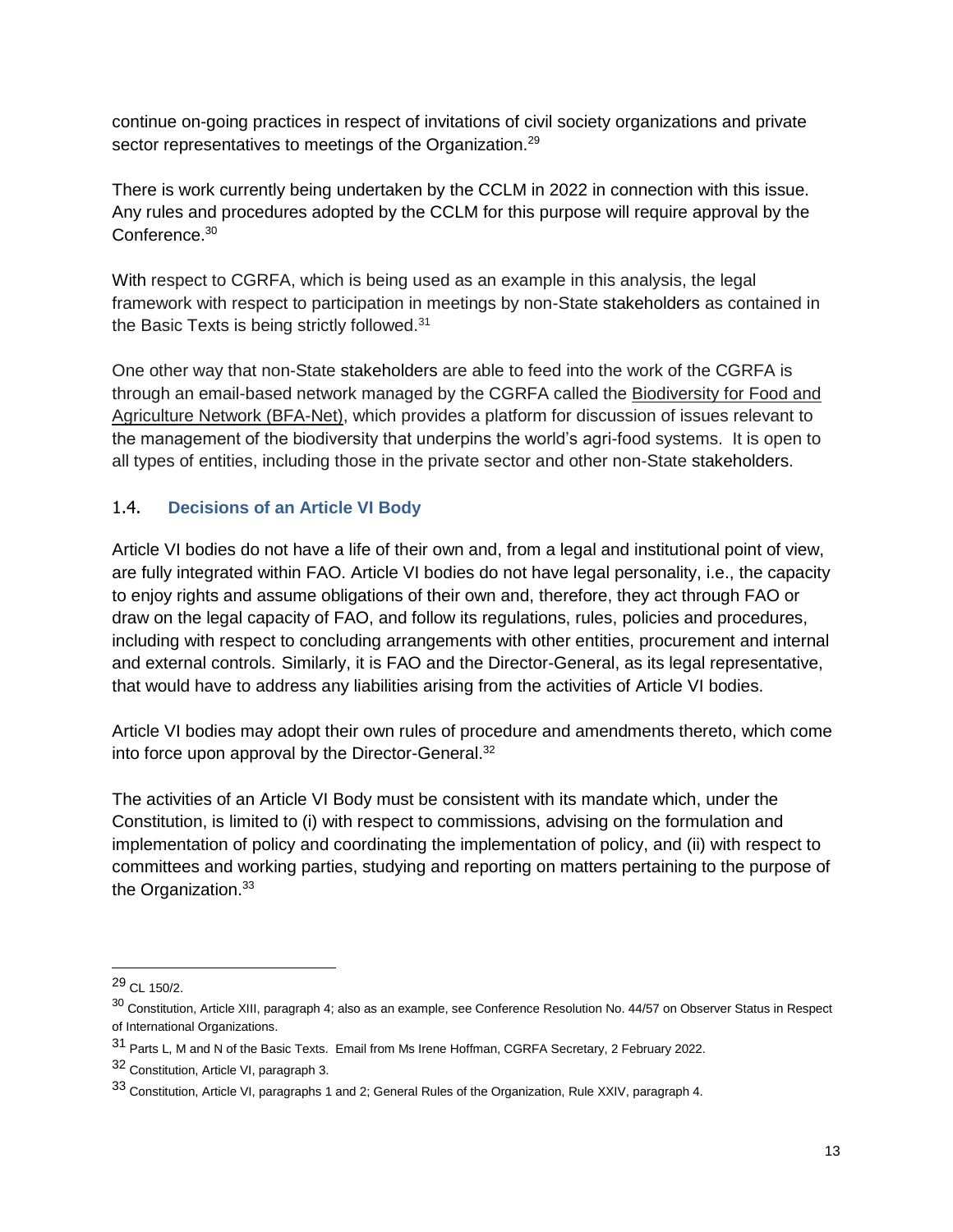continue on-going practices in respect of invitations of civil society organizations and private sector representatives to meetings of the Organization.[29]

There is work currently being undertaken by the CCLM in 2022 in connection with this issue. Any rules and procedures adopted by the CCLM for this purpose will require approval by the Conference.[30]

With respect to CGRFA, which is being used as an example in this analysis, the legal framework with respect to participation in meetings by non-State stakeholders as contained in the Basic Texts is being strictly followed.[31]

One other way that non-State stakeholders are able to feed into the work of the CGRFA is through an email-based network managed by the CGRFA called the Biodiversity for Food and Agriculture Network (BFA-Net), which provides a platform for discussion of issues relevant to the management of the biodiversity that underpins the world's agri-food systems. It is open to all types of entities, including those in the private sector and other non-State stakeholders.

### 1.4. Decisions of an Article VI Body

Article VI bodies do not have a life of their own and, from a legal and institutional point of view, are fully integrated within FAO. Article VI bodies do not have legal personality, i.e., the capacity to enjoy rights and assume obligations of their own and, therefore, they act through FAO or draw on the legal capacity of FAO, and follow its regulations, rules, policies and procedures, including with respect to concluding arrangements with other entities, procurement and internal and external controls. Similarly, it is FAO and the Director-General, as its legal representative, that would have to address any liabilities arising from the activities of Article VI bodies.

Article VI bodies may adopt their own rules of procedure and amendments thereto, which come into force upon approval by the Director-General.[32]

The activities of an Article VI Body must be consistent with its mandate which, under the Constitution, is limited to (i) with respect to commissions, advising on the formulation and implementation of policy and coordinating the implementation of policy, and (ii) with respect to committees and working parties, studying and reporting on matters pertaining to the purpose of the Organization.[33]

---

[29] CL 150/2.

[30] Constitution, Article XIII, paragraph 4; also as an example, see Conference Resolution No. 44/57 on Observer Status in Respect of International Organizations.

[31] Parts L, M and N of the Basic Texts. Email from Ms Irene Hoffman, CGRFA Secretary, 2 February 2022.

[32] Constitution, Article VI, paragraph 3.

[33] Constitution, Article VI, paragraphs 1 and 2; General Rules of the Organization, Rule XXIV, paragraph 4.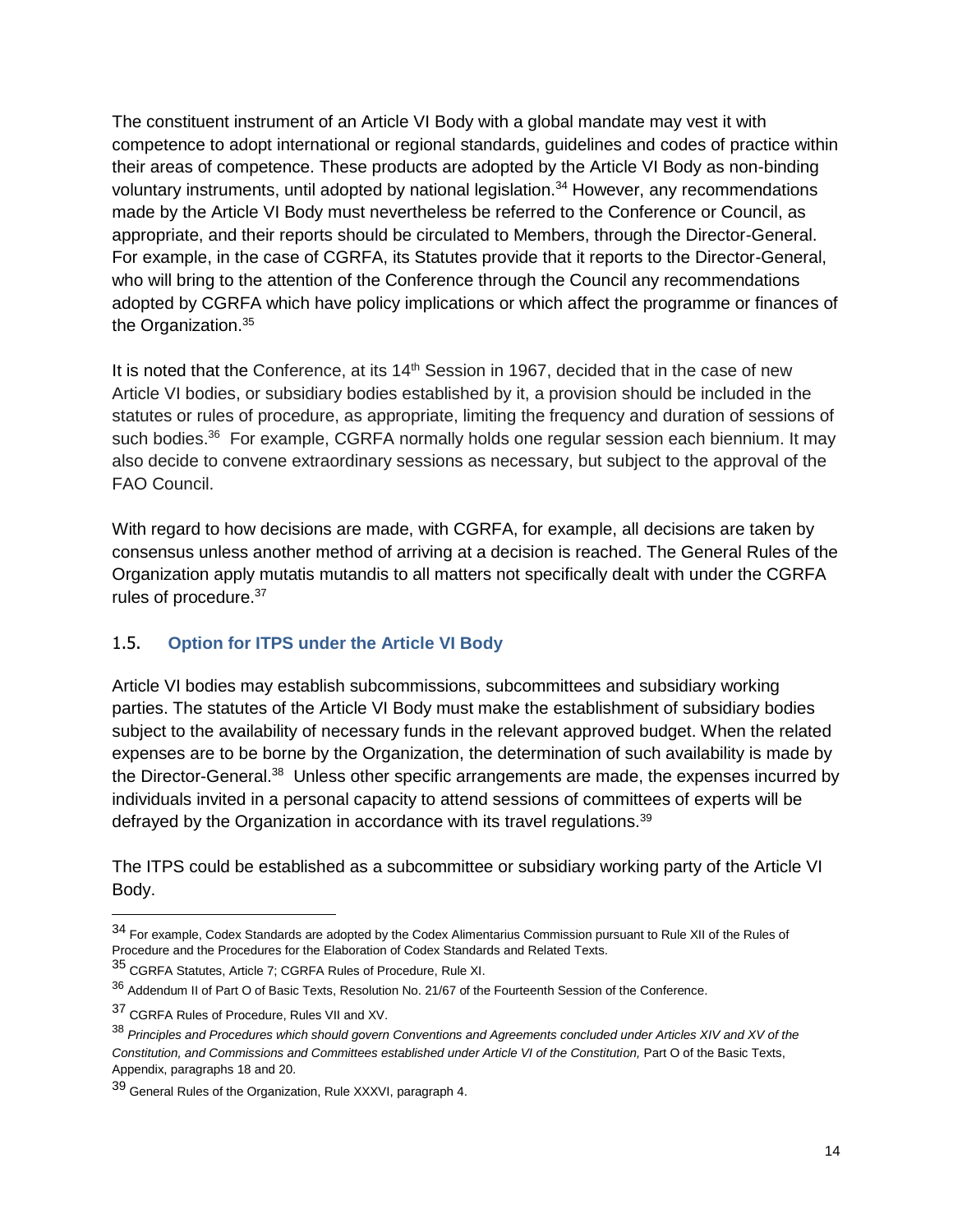The constituent instrument of an Article VI Body with a global mandate may vest it with competence to adopt international or regional standards, guidelines and codes of practice within their areas of competence. These products are adopted by the Article VI Body as non-binding voluntary instruments, until adopted by national legislation.[34] However, any recommendations made by the Article VI Body must nevertheless be referred to the Conference or Council, as appropriate, and their reports should be circulated to Members, through the Director-General. For example, in the case of CGRFA, its Statutes provide that it reports to the Director-General, who will bring to the attention of the Conference through the Council any recommendations adopted by CGRFA which have policy implications or which affect the programme or finances of the Organization.[35]

It is noted that the Conference, at its 14th Session in 1967, decided that in the case of new Article VI bodies, or subsidiary bodies established by it, a provision should be included in the statutes or rules of procedure, as appropriate, limiting the frequency and duration of sessions of such bodies.[36] For example, CGRFA normally holds one regular session each biennium. It may also decide to convene extraordinary sessions as necessary, but subject to the approval of the FAO Council.

With regard to how decisions are made, with CGRFA, for example, all decisions are taken by consensus unless another method of arriving at a decision is reached. The General Rules of the Organization apply mutatis mutandis to all matters not specifically dealt with under the CGRFA rules of procedure.[37]

## 1.5. Option for ITPS under the Article VI Body

Article VI bodies may establish subcommissions, subcommittees and subsidiary working parties. The statutes of the Article VI Body must make the establishment of subsidiary bodies subject to the availability of necessary funds in the relevant approved budget. When the related expenses are to be borne by the Organization, the determination of such availability is made by the Director-General.[38] Unless other specific arrangements are made, the expenses incurred by individuals invited in a personal capacity to attend sessions of committees of experts will be defrayed by the Organization in accordance with its travel regulations.[39]

The ITPS could be established as a subcommittee or subsidiary working party of the Article VI Body.

---

[34] For example, Codex Standards are adopted by the Codex Alimentarius Commission pursuant to Rule XII of the Rules of Procedure and the Procedures for the Elaboration of Codex Standards and Related Texts.

[35] CGRFA Statutes, Article 7; CGRFA Rules of Procedure, Rule XI.

[36] Addendum II of Part O of Basic Texts, Resolution No. 21/67 of the Fourteenth Session of the Conference.

[37] CGRFA Rules of Procedure, Rules VII and XV.

[38] *Principles and Procedures which should govern Conventions and Agreements concluded under Articles XIV and XV of the Constitution, and Commissions and Committees established under Article VI of the Constitution,* Part O of the Basic Texts, Appendix, paragraphs 18 and 20.

[39] General Rules of the Organization, Rule XXXVI, paragraph 4.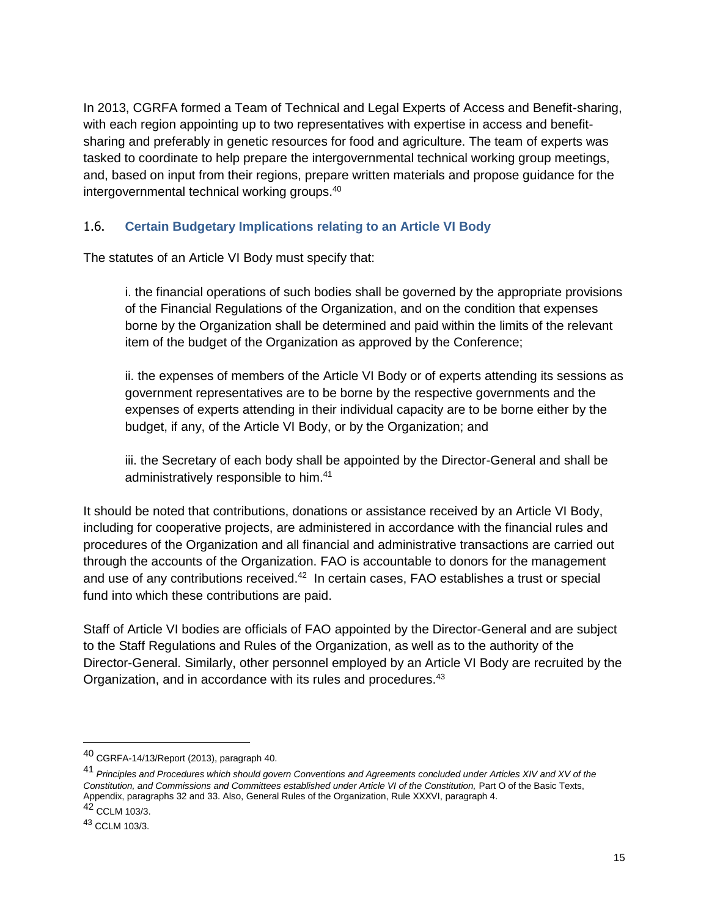In 2013, CGRFA formed a Team of Technical and Legal Experts of Access and Benefit-sharing, with each region appointing up to two representatives with expertise in access and benefit-sharing and preferably in genetic resources for food and agriculture. The team of experts was tasked to coordinate to help prepare the intergovernmental technical working group meetings, and, based on input from their regions, prepare written materials and propose guidance for the intergovernmental technical working groups.[40]

### 1.6. Certain Budgetary Implications relating to an Article VI Body

The statutes of an Article VI Body must specify that:

> i. the financial operations of such bodies shall be governed by the appropriate provisions of the Financial Regulations of the Organization, and on the condition that expenses borne by the Organization shall be determined and paid within the limits of the relevant item of the budget of the Organization as approved by the Conference;
>
> ii. the expenses of members of the Article VI Body or of experts attending its sessions as government representatives are to be borne by the respective governments and the expenses of experts attending in their individual capacity are to be borne either by the budget, if any, of the Article VI Body, or by the Organization; and
>
> iii. the Secretary of each body shall be appointed by the Director-General and shall be administratively responsible to him.[41]

It should be noted that contributions, donations or assistance received by an Article VI Body, including for cooperative projects, are administered in accordance with the financial rules and procedures of the Organization and all financial and administrative transactions are carried out through the accounts of the Organization. FAO is accountable to donors for the management and use of any contributions received.[42] In certain cases, FAO establishes a trust or special fund into which these contributions are paid.

Staff of Article VI bodies are officials of FAO appointed by the Director-General and are subject to the Staff Regulations and Rules of the Organization, as well as to the authority of the Director-General. Similarly, other personnel employed by an Article VI Body are recruited by the Organization, and in accordance with its rules and procedures.[43]

---

[40] CGRFA-14/13/Report (2013), paragraph 40.

[41] *Principles and Procedures which should govern Conventions and Agreements concluded under Articles XIV and XV of the Constitution, and Commissions and Committees established under Article VI of the Constitution,* Part O of the Basic Texts, Appendix, paragraphs 32 and 33. Also, General Rules of the Organization, Rule XXXVI, paragraph 4.

[42] CCLM 103/3.

[43] CCLM 103/3.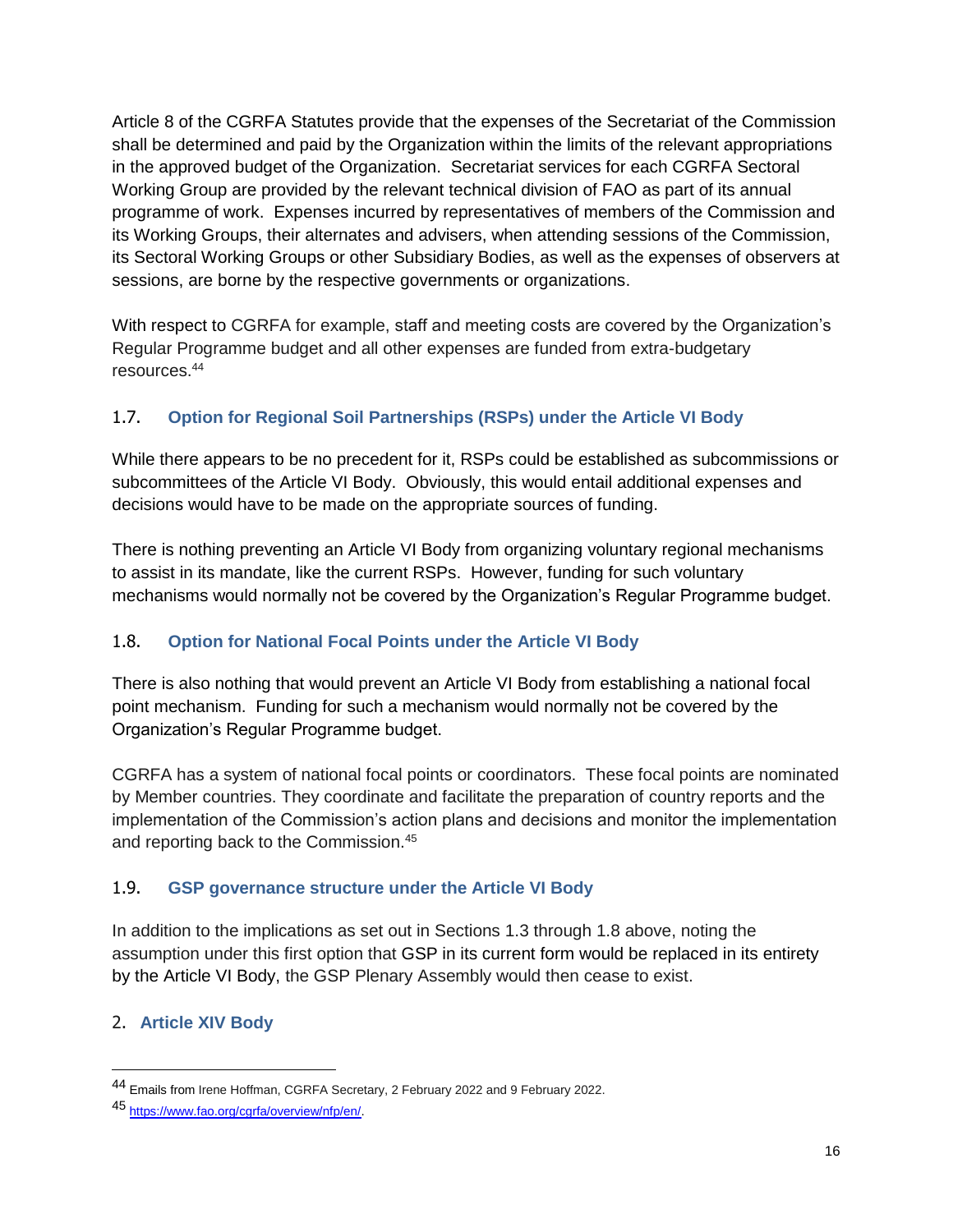Article 8 of the CGRFA Statutes provide that the expenses of the Secretariat of the Commission shall be determined and paid by the Organization within the limits of the relevant appropriations in the approved budget of the Organization. Secretariat services for each CGRFA Sectoral Working Group are provided by the relevant technical division of FAO as part of its annual programme of work. Expenses incurred by representatives of members of the Commission and its Working Groups, their alternates and advisers, when attending sessions of the Commission, its Sectoral Working Groups or other Subsidiary Bodies, as well as the expenses of observers at sessions, are borne by the respective governments or organizations.

With respect to CGRFA for example, staff and meeting costs are covered by the Organization's Regular Programme budget and all other expenses are funded from extra-budgetary resources.[44]

### 1.7. Option for Regional Soil Partnerships (RSPs) under the Article VI Body

While there appears to be no precedent for it, RSPs could be established as subcommissions or subcommittees of the Article VI Body. Obviously, this would entail additional expenses and decisions would have to be made on the appropriate sources of funding.

There is nothing preventing an Article VI Body from organizing voluntary regional mechanisms to assist in its mandate, like the current RSPs. However, funding for such voluntary mechanisms would normally not be covered by the Organization's Regular Programme budget.

### 1.8. Option for National Focal Points under the Article VI Body

There is also nothing that would prevent an Article VI Body from establishing a national focal point mechanism. Funding for such a mechanism would normally not be covered by the Organization's Regular Programme budget.

CGRFA has a system of national focal points or coordinators. These focal points are nominated by Member countries. They coordinate and facilitate the preparation of country reports and the implementation of the Commission's action plans and decisions and monitor the implementation and reporting back to the Commission.[45]

### 1.9. GSP governance structure under the Article VI Body

In addition to the implications as set out in Sections 1.3 through 1.8 above, noting the assumption under this first option that GSP in its current form would be replaced in its entirety by the Article VI Body, the GSP Plenary Assembly would then cease to exist.

## 2. Article XIV Body

---

[44] Emails from Irene Hoffman, CGRFA Secretary, 2 February 2022 and 9 February 2022.

[45] https://www.fao.org/cgrfa/overview/nfp/en/.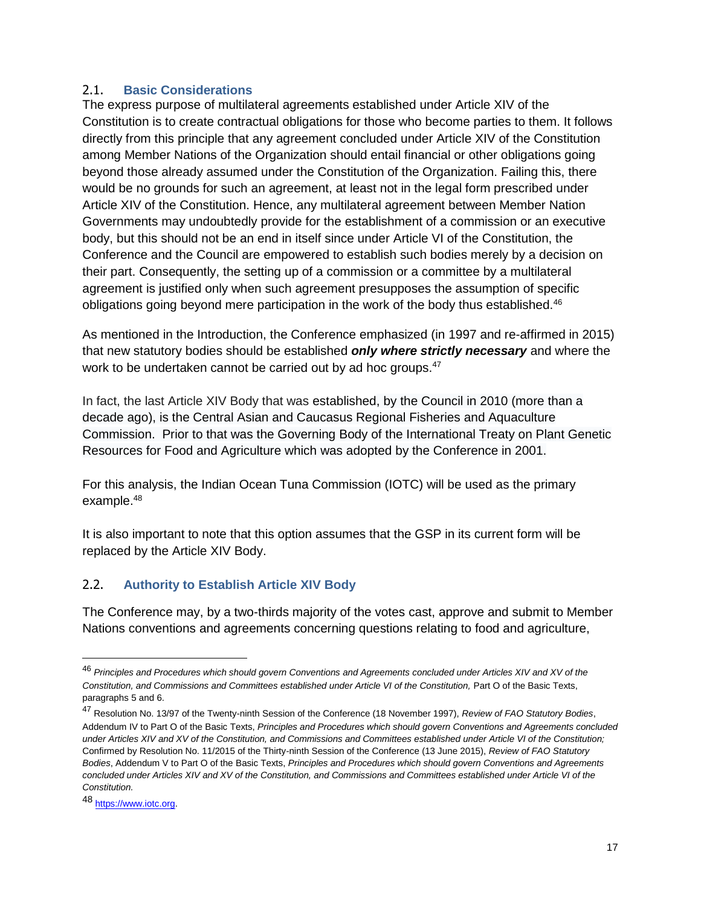## 2.1. Basic Considerations

The express purpose of multilateral agreements established under Article XIV of the Constitution is to create contractual obligations for those who become parties to them. It follows directly from this principle that any agreement concluded under Article XIV of the Constitution among Member Nations of the Organization should entail financial or other obligations going beyond those already assumed under the Constitution of the Organization. Failing this, there would be no grounds for such an agreement, at least not in the legal form prescribed under Article XIV of the Constitution. Hence, any multilateral agreement between Member Nation Governments may undoubtedly provide for the establishment of a commission or an executive body, but this should not be an end in itself since under Article VI of the Constitution, the Conference and the Council are empowered to establish such bodies merely by a decision on their part. Consequently, the setting up of a commission or a committee by a multilateral agreement is justified only when such agreement presupposes the assumption of specific obligations going beyond mere participation in the work of the body thus established.[46]

As mentioned in the Introduction, the Conference emphasized (in 1997 and re-affirmed in 2015) that new statutory bodies should be established ***only where strictly necessary*** and where the work to be undertaken cannot be carried out by ad hoc groups.[47]

In fact, the last Article XIV Body that was established, by the Council in 2010 (more than a decade ago), is the Central Asian and Caucasus Regional Fisheries and Aquaculture Commission. Prior to that was the Governing Body of the International Treaty on Plant Genetic Resources for Food and Agriculture which was adopted by the Conference in 2001.

For this analysis, the Indian Ocean Tuna Commission (IOTC) will be used as the primary example.[48]

It is also important to note that this option assumes that the GSP in its current form will be replaced by the Article XIV Body.

## 2.2. Authority to Establish Article XIV Body

The Conference may, by a two-thirds majority of the votes cast, approve and submit to Member Nations conventions and agreements concerning questions relating to food and agriculture,

---

[46] *Principles and Procedures which should govern Conventions and Agreements concluded under Articles XIV and XV of the Constitution, and Commissions and Committees established under Article VI of the Constitution,* Part O of the Basic Texts, paragraphs 5 and 6.

[47] Resolution No. 13/97 of the Twenty-ninth Session of the Conference (18 November 1997), *Review of FAO Statutory Bodies*, Addendum IV to Part O of the Basic Texts, *Principles and Procedures which should govern Conventions and Agreements concluded under Articles XIV and XV of the Constitution, and Commissions and Committees established under Article VI of the Constitution;* Confirmed by Resolution No. 11/2015 of the Thirty-ninth Session of the Conference (13 June 2015), *Review of FAO Statutory Bodies*, Addendum V to Part O of the Basic Texts, *Principles and Procedures which should govern Conventions and Agreements concluded under Articles XIV and XV of the Constitution, and Commissions and Committees established under Article VI of the Constitution.*

[48] https://www.iotc.org.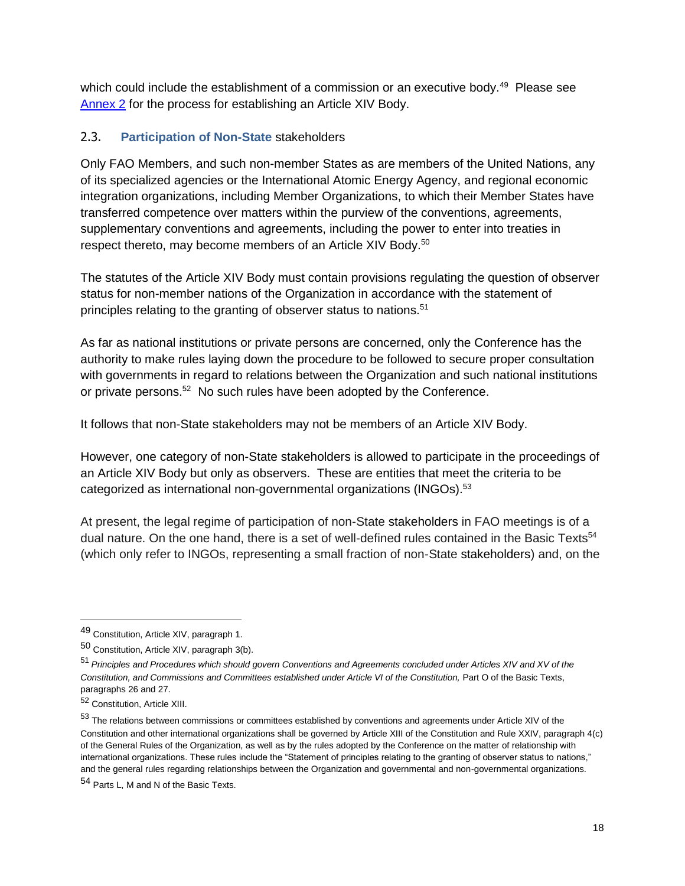which could include the establishment of a commission or an executive body.[49] Please see Annex 2 for the process for establishing an Article XIV Body.

## 2.3. Participation of Non-State stakeholders

Only FAO Members, and such non-member States as are members of the United Nations, any of its specialized agencies or the International Atomic Energy Agency, and regional economic integration organizations, including Member Organizations, to which their Member States have transferred competence over matters within the purview of the conventions, agreements, supplementary conventions and agreements, including the power to enter into treaties in respect thereto, may become members of an Article XIV Body.[50]

The statutes of the Article XIV Body must contain provisions regulating the question of observer status for non-member nations of the Organization in accordance with the statement of principles relating to the granting of observer status to nations.[51]

As far as national institutions or private persons are concerned, only the Conference has the authority to make rules laying down the procedure to be followed to secure proper consultation with governments in regard to relations between the Organization and such national institutions or private persons.[52] No such rules have been adopted by the Conference.

It follows that non-State stakeholders may not be members of an Article XIV Body.

However, one category of non-State stakeholders is allowed to participate in the proceedings of an Article XIV Body but only as observers. These are entities that meet the criteria to be categorized as international non-governmental organizations (INGOs).[53]

At present, the legal regime of participation of non-State stakeholders in FAO meetings is of a dual nature. On the one hand, there is a set of well-defined rules contained in the Basic Texts[54] (which only refer to INGOs, representing a small fraction of non-State stakeholders) and, on the

---

[49] Constitution, Article XIV, paragraph 1.

[50] Constitution, Article XIV, paragraph 3(b).

[51] *Principles and Procedures which should govern Conventions and Agreements concluded under Articles XIV and XV of the Constitution, and Commissions and Committees established under Article VI of the Constitution,* Part O of the Basic Texts, paragraphs 26 and 27.

[52] Constitution, Article XIII.

[53] The relations between commissions or committees established by conventions and agreements under Article XIV of the Constitution and other international organizations shall be governed by Article XIII of the Constitution and Rule XXIV, paragraph 4(c) of the General Rules of the Organization, as well as by the rules adopted by the Conference on the matter of relationship with international organizations. These rules include the "Statement of principles relating to the granting of observer status to nations," and the general rules regarding relationships between the Organization and governmental and non-governmental organizations.

[54] Parts L, M and N of the Basic Texts.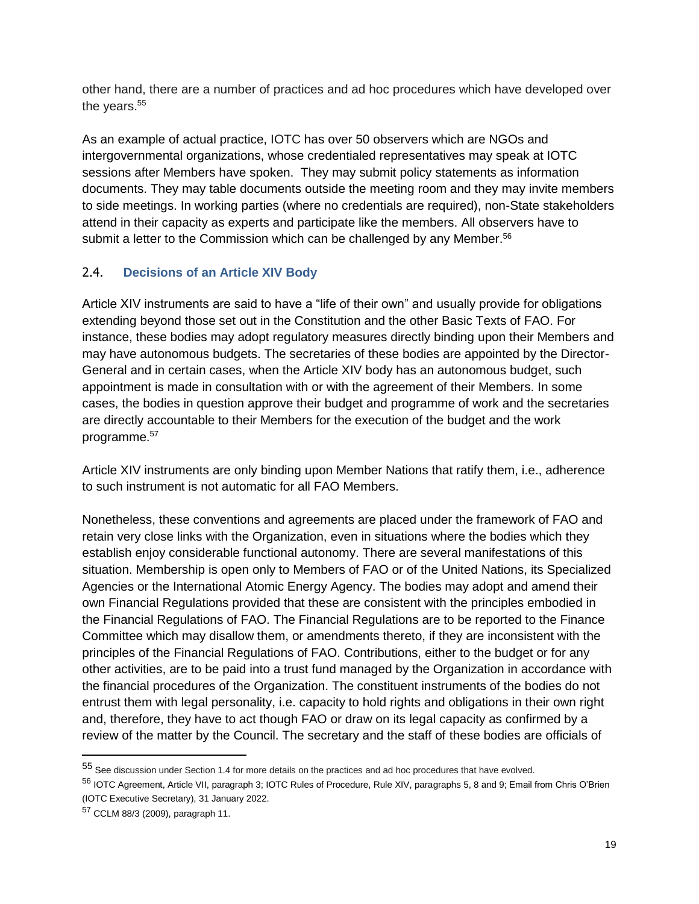other hand, there are a number of practices and ad hoc procedures which have developed over the years.[55]

As an example of actual practice, IOTC has over 50 observers which are NGOs and intergovernmental organizations, whose credentialed representatives may speak at IOTC sessions after Members have spoken. They may submit policy statements as information documents. They may table documents outside the meeting room and they may invite members to side meetings. In working parties (where no credentials are required), non-State stakeholders attend in their capacity as experts and participate like the members. All observers have to submit a letter to the Commission which can be challenged by any Member.[56]

## 2.4. Decisions of an Article XIV Body

Article XIV instruments are said to have a "life of their own" and usually provide for obligations extending beyond those set out in the Constitution and the other Basic Texts of FAO. For instance, these bodies may adopt regulatory measures directly binding upon their Members and may have autonomous budgets. The secretaries of these bodies are appointed by the Director-General and in certain cases, when the Article XIV body has an autonomous budget, such appointment is made in consultation with or with the agreement of their Members. In some cases, the bodies in question approve their budget and programme of work and the secretaries are directly accountable to their Members for the execution of the budget and the work programme.[57]

Article XIV instruments are only binding upon Member Nations that ratify them, i.e., adherence to such instrument is not automatic for all FAO Members.

Nonetheless, these conventions and agreements are placed under the framework of FAO and retain very close links with the Organization, even in situations where the bodies which they establish enjoy considerable functional autonomy. There are several manifestations of this situation. Membership is open only to Members of FAO or of the United Nations, its Specialized Agencies or the International Atomic Energy Agency. The bodies may adopt and amend their own Financial Regulations provided that these are consistent with the principles embodied in the Financial Regulations of FAO. The Financial Regulations are to be reported to the Finance Committee which may disallow them, or amendments thereto, if they are inconsistent with the principles of the Financial Regulations of FAO. Contributions, either to the budget or for any other activities, are to be paid into a trust fund managed by the Organization in accordance with the financial procedures of the Organization. The constituent instruments of the bodies do not entrust them with legal personality, i.e. capacity to hold rights and obligations in their own right and, therefore, they have to act though FAO or draw on its legal capacity as confirmed by a review of the matter by the Council. The secretary and the staff of these bodies are officials of

---

[55] See discussion under Section 1.4 for more details on the practices and ad hoc procedures that have evolved.

[56] IOTC Agreement, Article VII, paragraph 3; IOTC Rules of Procedure, Rule XIV, paragraphs 5, 8 and 9; Email from Chris O'Brien (IOTC Executive Secretary), 31 January 2022.

[57] CCLM 88/3 (2009), paragraph 11.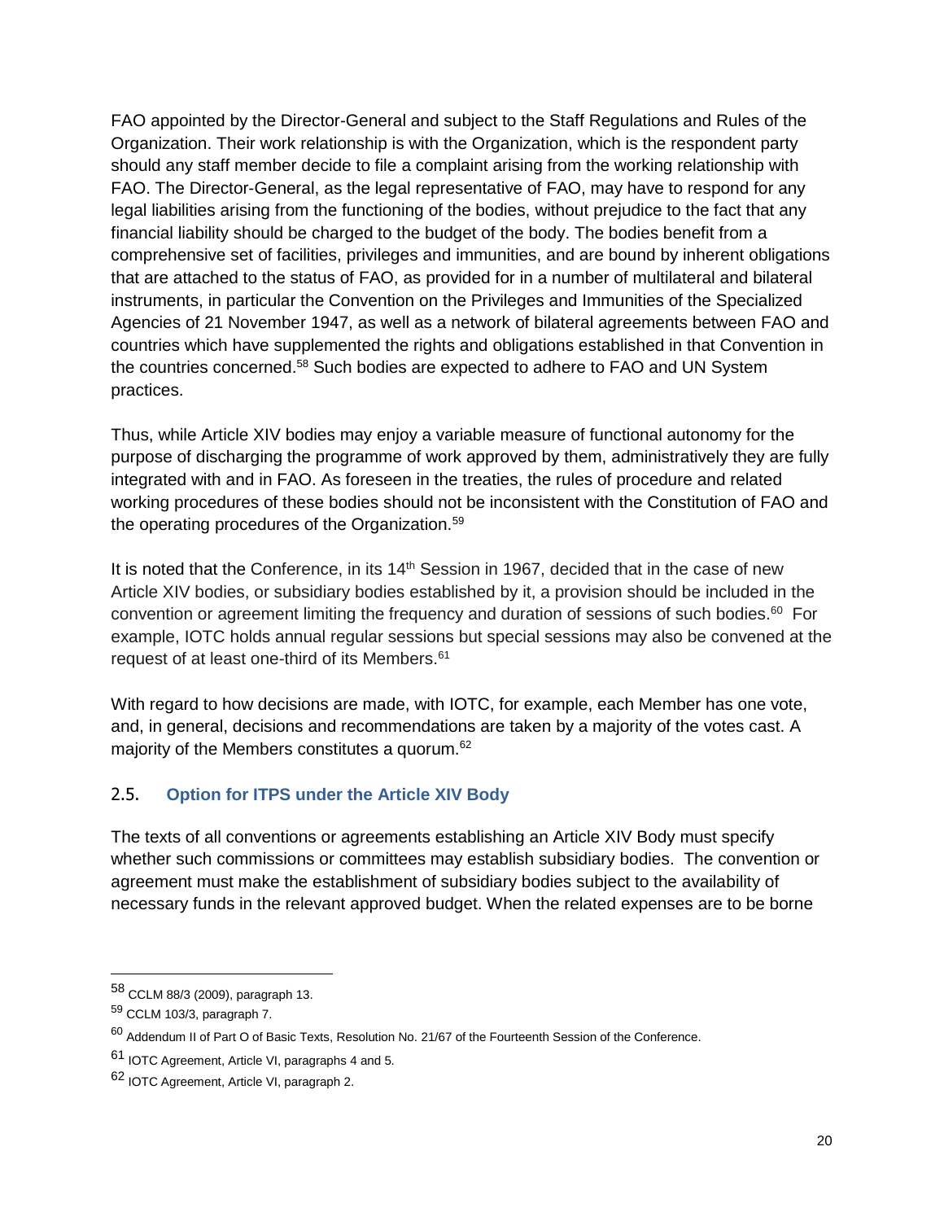FAO appointed by the Director-General and subject to the Staff Regulations and Rules of the Organization. Their work relationship is with the Organization, which is the respondent party should any staff member decide to file a complaint arising from the working relationship with FAO. The Director-General, as the legal representative of FAO, may have to respond for any legal liabilities arising from the functioning of the bodies, without prejudice to the fact that any financial liability should be charged to the budget of the body. The bodies benefit from a comprehensive set of facilities, privileges and immunities, and are bound by inherent obligations that are attached to the status of FAO, as provided for in a number of multilateral and bilateral instruments, in particular the Convention on the Privileges and Immunities of the Specialized Agencies of 21 November 1947, as well as a network of bilateral agreements between FAO and countries which have supplemented the rights and obligations established in that Convention in the countries concerned.[58] Such bodies are expected to adhere to FAO and UN System practices.

Thus, while Article XIV bodies may enjoy a variable measure of functional autonomy for the purpose of discharging the programme of work approved by them, administratively they are fully integrated with and in FAO. As foreseen in the treaties, the rules of procedure and related working procedures of these bodies should not be inconsistent with the Constitution of FAO and the operating procedures of the Organization.[59]

It is noted that the Conference, in its 14th Session in 1967, decided that in the case of new Article XIV bodies, or subsidiary bodies established by it, a provision should be included in the convention or agreement limiting the frequency and duration of sessions of such bodies.[60] For example, IOTC holds annual regular sessions but special sessions may also be convened at the request of at least one-third of its Members.[61]

With regard to how decisions are made, with IOTC, for example, each Member has one vote, and, in general, decisions and recommendations are taken by a majority of the votes cast. A majority of the Members constitutes a quorum.[62]

## 2.5. Option for ITPS under the Article XIV Body

The texts of all conventions or agreements establishing an Article XIV Body must specify whether such commissions or committees may establish subsidiary bodies. The convention or agreement must make the establishment of subsidiary bodies subject to the availability of necessary funds in the relevant approved budget. When the related expenses are to be borne

---

[58] CCLM 88/3 (2009), paragraph 13.

[59] CCLM 103/3, paragraph 7.

[60] Addendum II of Part O of Basic Texts, Resolution No. 21/67 of the Fourteenth Session of the Conference.

[61] IOTC Agreement, Article VI, paragraphs 4 and 5.

[62] IOTC Agreement, Article VI, paragraph 2.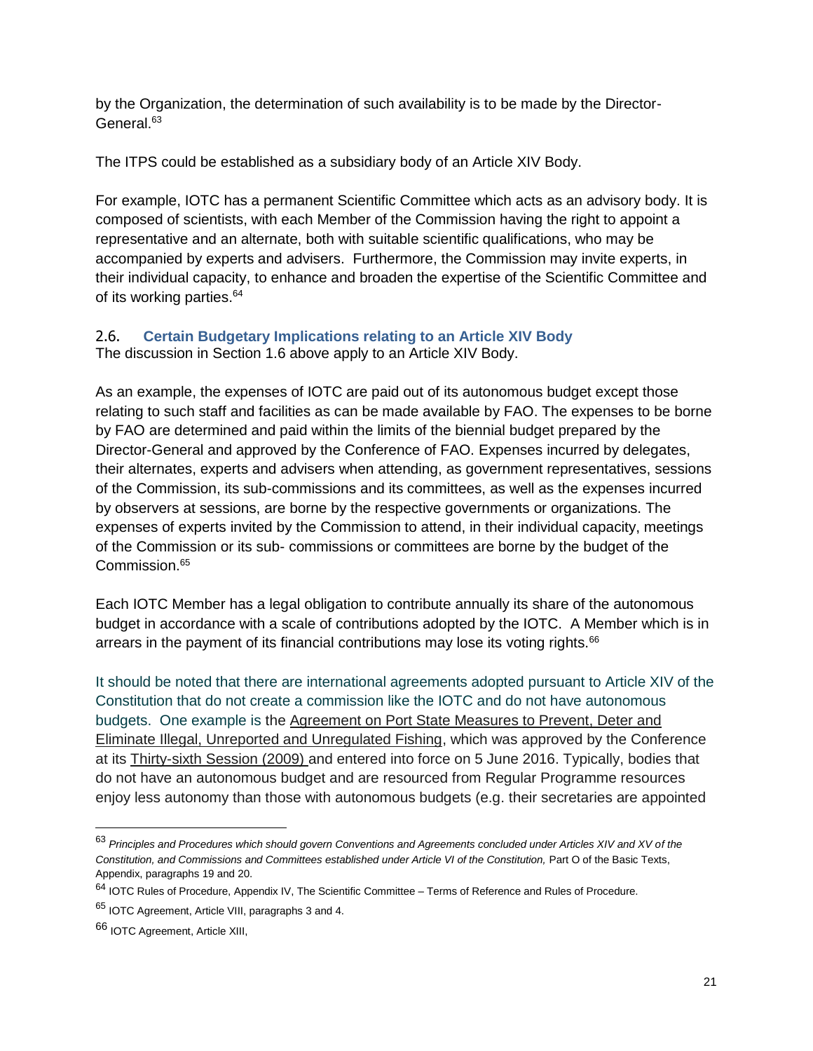by the Organization, the determination of such availability is to be made by the Director-General.[63]

The ITPS could be established as a subsidiary body of an Article XIV Body.

For example, IOTC has a permanent Scientific Committee which acts as an advisory body. It is composed of scientists, with each Member of the Commission having the right to appoint a representative and an alternate, both with suitable scientific qualifications, who may be accompanied by experts and advisers. Furthermore, the Commission may invite experts, in their individual capacity, to enhance and broaden the expertise of the Scientific Committee and of its working parties.[64]

## 2.6. Certain Budgetary Implications relating to an Article XIV Body

The discussion in Section 1.6 above apply to an Article XIV Body.

As an example, the expenses of IOTC are paid out of its autonomous budget except those relating to such staff and facilities as can be made available by FAO. The expenses to be borne by FAO are determined and paid within the limits of the biennial budget prepared by the Director-General and approved by the Conference of FAO. Expenses incurred by delegates, their alternates, experts and advisers when attending, as government representatives, sessions of the Commission, its sub-commissions and its committees, as well as the expenses incurred by observers at sessions, are borne by the respective governments or organizations. The expenses of experts invited by the Commission to attend, in their individual capacity, meetings of the Commission or its sub- commissions or committees are borne by the budget of the Commission.[65]

Each IOTC Member has a legal obligation to contribute annually its share of the autonomous budget in accordance with a scale of contributions adopted by the IOTC. A Member which is in arrears in the payment of its financial contributions may lose its voting rights.[66]

It should be noted that there are international agreements adopted pursuant to Article XIV of the Constitution that do not create a commission like the IOTC and do not have autonomous budgets. One example is the Agreement on Port State Measures to Prevent, Deter and Eliminate Illegal, Unreported and Unregulated Fishing, which was approved by the Conference at its Thirty-sixth Session (2009) and entered into force on 5 June 2016. Typically, bodies that do not have an autonomous budget and are resourced from Regular Programme resources enjoy less autonomy than those with autonomous budgets (e.g. their secretaries are appointed

---

[63] *Principles and Procedures which should govern Conventions and Agreements concluded under Articles XIV and XV of the Constitution, and Commissions and Committees established under Article VI of the Constitution,* Part O of the Basic Texts, Appendix, paragraphs 19 and 20.

[64] IOTC Rules of Procedure, Appendix IV, The Scientific Committee – Terms of Reference and Rules of Procedure.

[65] IOTC Agreement, Article VIII, paragraphs 3 and 4.

[66] IOTC Agreement, Article XIII,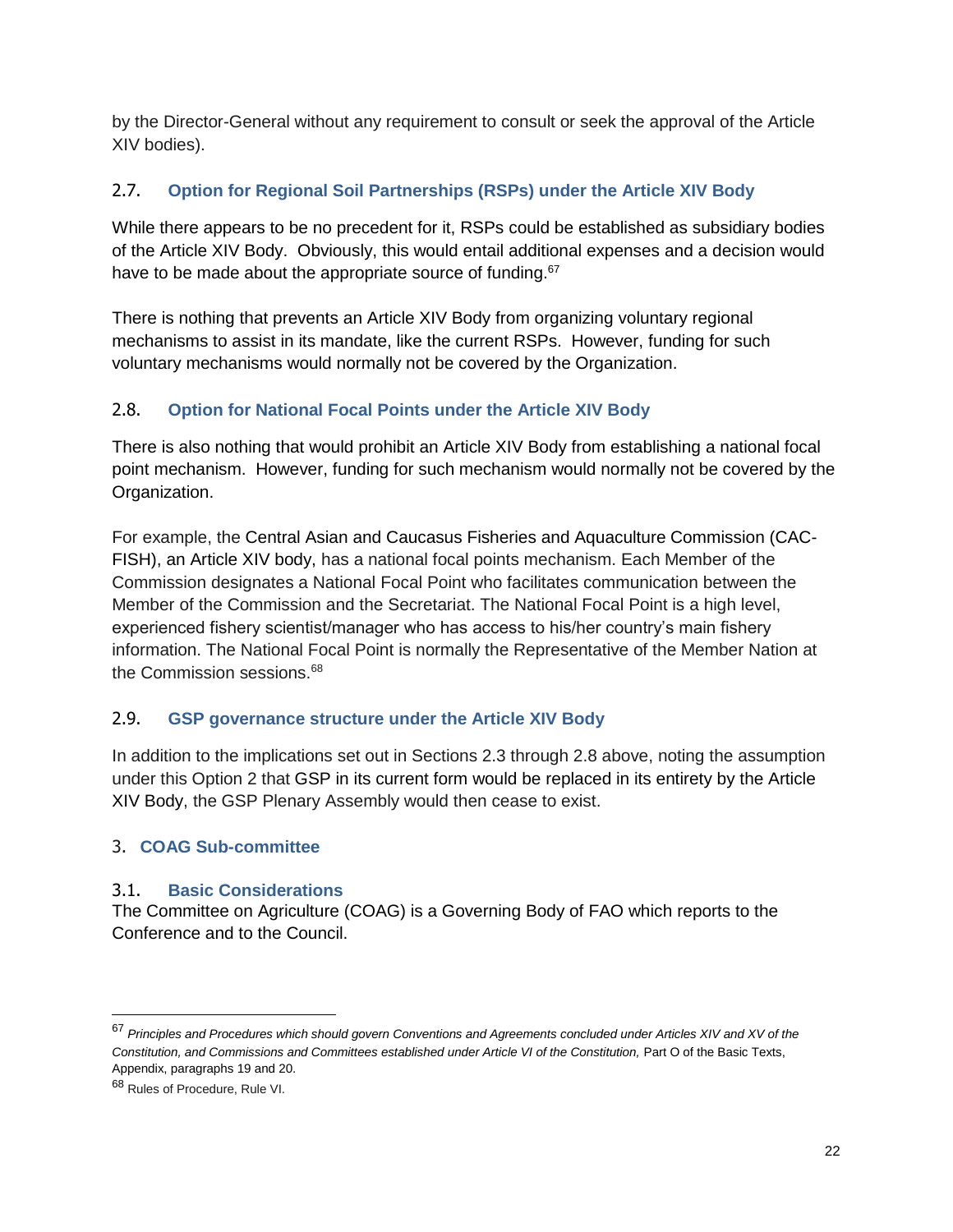by the Director-General without any requirement to consult or seek the approval of the Article XIV bodies).

### 2.7. Option for Regional Soil Partnerships (RSPs) under the Article XIV Body

While there appears to be no precedent for it, RSPs could be established as subsidiary bodies of the Article XIV Body. Obviously, this would entail additional expenses and a decision would have to be made about the appropriate source of funding.[67]

There is nothing that prevents an Article XIV Body from organizing voluntary regional mechanisms to assist in its mandate, like the current RSPs. However, funding for such voluntary mechanisms would normally not be covered by the Organization.

### 2.8. Option for National Focal Points under the Article XIV Body

There is also nothing that would prohibit an Article XIV Body from establishing a national focal point mechanism. However, funding for such mechanism would normally not be covered by the Organization.

For example, the Central Asian and Caucasus Fisheries and Aquaculture Commission (CAC-FISH), an Article XIV body, has a national focal points mechanism. Each Member of the Commission designates a National Focal Point who facilitates communication between the Member of the Commission and the Secretariat. The National Focal Point is a high level, experienced fishery scientist/manager who has access to his/her country's main fishery information. The National Focal Point is normally the Representative of the Member Nation at the Commission sessions.[68]

### 2.9. GSP governance structure under the Article XIV Body

In addition to the implications set out in Sections 2.3 through 2.8 above, noting the assumption under this Option 2 that GSP in its current form would be replaced in its entirety by the Article XIV Body, the GSP Plenary Assembly would then cease to exist.

## 3. COAG Sub-committee

### 3.1. Basic Considerations

The Committee on Agriculture (COAG) is a Governing Body of FAO which reports to the Conference and to the Council.

---

[67] *Principles and Procedures which should govern Conventions and Agreements concluded under Articles XIV and XV of the Constitution, and Commissions and Committees established under Article VI of the Constitution,* Part O of the Basic Texts, Appendix, paragraphs 19 and 20.

[68] Rules of Procedure, Rule VI.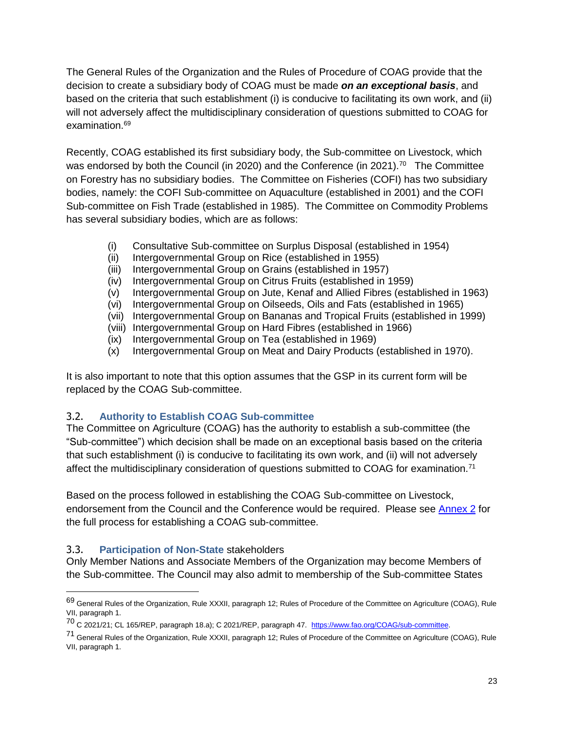The General Rules of the Organization and the Rules of Procedure of COAG provide that the decision to create a subsidiary body of COAG must be made ***on an exceptional basis***, and based on the criteria that such establishment (i) is conducive to facilitating its own work, and (ii) will not adversely affect the multidisciplinary consideration of questions submitted to COAG for examination.[69]

Recently, COAG established its first subsidiary body, the Sub-committee on Livestock, which was endorsed by both the Council (in 2020) and the Conference (in 2021).[70] The Committee on Forestry has no subsidiary bodies. The Committee on Fisheries (COFI) has two subsidiary bodies, namely: the COFI Sub-committee on Aquaculture (established in 2001) and the COFI Sub-committee on Fish Trade (established in 1985). The Committee on Commodity Problems has several subsidiary bodies, which are as follows:

(i) Consultative Sub-committee on Surplus Disposal (established in 1954)
(ii) Intergovernmental Group on Rice (established in 1955)
(iii) Intergovernmental Group on Grains (established in 1957)
(iv) Intergovernmental Group on Citrus Fruits (established in 1959)
(v) Intergovernmental Group on Jute, Kenaf and Allied Fibres (established in 1963)
(vi) Intergovernmental Group on Oilseeds, Oils and Fats (established in 1965)
(vii) Intergovernmental Group on Bananas and Tropical Fruits (established in 1999)
(viii) Intergovernmental Group on Hard Fibres (established in 1966)
(ix) Intergovernmental Group on Tea (established in 1969)
(x) Intergovernmental Group on Meat and Dairy Products (established in 1970).

It is also important to note that this option assumes that the GSP in its current form will be replaced by the COAG Sub-committee.

### 3.2. Authority to Establish COAG Sub-committee

The Committee on Agriculture (COAG) has the authority to establish a sub-committee (the "Sub-committee") which decision shall be made on an exceptional basis based on the criteria that such establishment (i) is conducive to facilitating its own work, and (ii) will not adversely affect the multidisciplinary consideration of questions submitted to COAG for examination.[71]

Based on the process followed in establishing the COAG Sub-committee on Livestock, endorsement from the Council and the Conference would be required. Please see Annex 2 for the full process for establishing a COAG sub-committee.

### 3.3. Participation of Non-State stakeholders

Only Member Nations and Associate Members of the Organization may become Members of the Sub-committee. The Council may also admit to membership of the Sub-committee States

---

[69] General Rules of the Organization, Rule XXXII, paragraph 12; Rules of Procedure of the Committee on Agriculture (COAG), Rule VII, paragraph 1.

[70] C 2021/21; CL 165/REP, paragraph 18.a); C 2021/REP, paragraph 47. https://www.fao.org/COAG/sub-committee.

[71] General Rules of the Organization, Rule XXXII, paragraph 12; Rules of Procedure of the Committee on Agriculture (COAG), Rule VII, paragraph 1.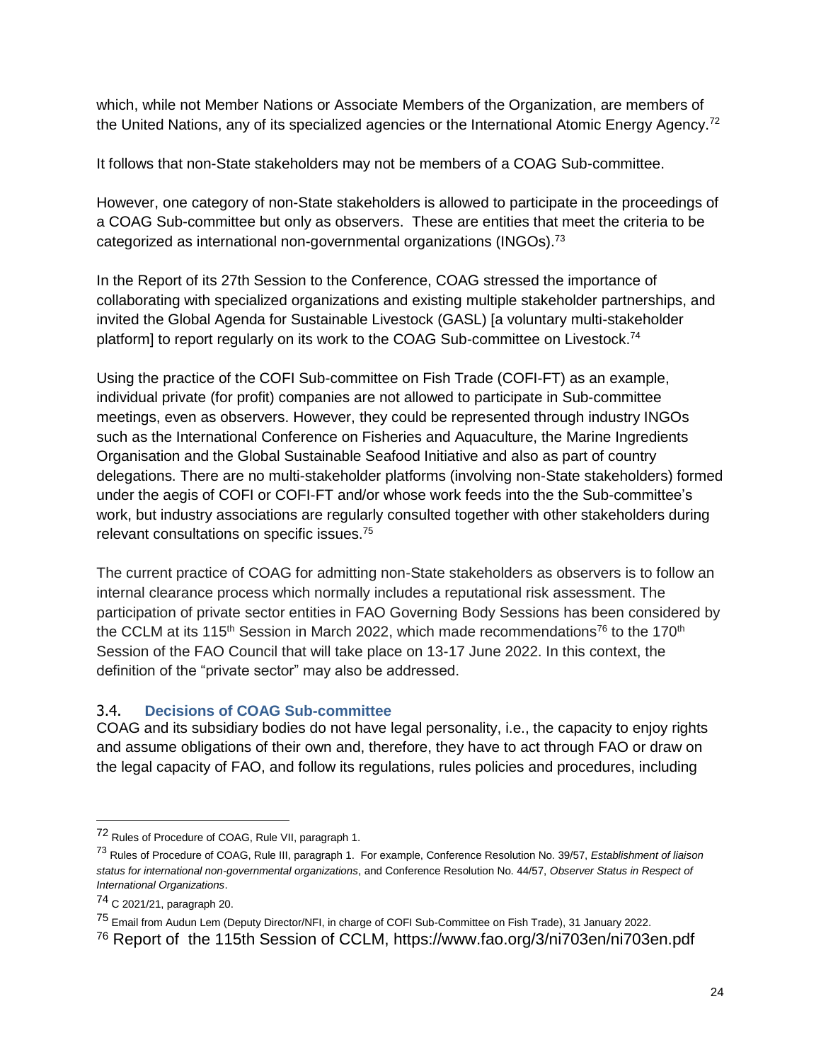which, while not Member Nations or Associate Members of the Organization, are members of the United Nations, any of its specialized agencies or the International Atomic Energy Agency.[72]

It follows that non-State stakeholders may not be members of a COAG Sub-committee.

However, one category of non-State stakeholders is allowed to participate in the proceedings of a COAG Sub-committee but only as observers. These are entities that meet the criteria to be categorized as international non-governmental organizations (INGOs).[73]

In the Report of its 27th Session to the Conference, COAG stressed the importance of collaborating with specialized organizations and existing multiple stakeholder partnerships, and invited the Global Agenda for Sustainable Livestock (GASL) [a voluntary multi-stakeholder platform] to report regularly on its work to the COAG Sub-committee on Livestock.[74]

Using the practice of the COFI Sub-committee on Fish Trade (COFI-FT) as an example, individual private (for profit) companies are not allowed to participate in Sub-committee meetings, even as observers. However, they could be represented through industry INGOs such as the International Conference on Fisheries and Aquaculture, the Marine Ingredients Organisation and the Global Sustainable Seafood Initiative and also as part of country delegations. There are no multi-stakeholder platforms (involving non-State stakeholders) formed under the aegis of COFI or COFI-FT and/or whose work feeds into the the Sub-committee's work, but industry associations are regularly consulted together with other stakeholders during relevant consultations on specific issues.[75]

The current practice of COAG for admitting non-State stakeholders as observers is to follow an internal clearance process which normally includes a reputational risk assessment. The participation of private sector entities in FAO Governing Body Sessions has been considered by the CCLM at its 115th Session in March 2022, which made recommendations[76] to the 170th Session of the FAO Council that will take place on 13-17 June 2022. In this context, the definition of the "private sector" may also be addressed.

### 3.4. Decisions of COAG Sub-committee

COAG and its subsidiary bodies do not have legal personality, i.e., the capacity to enjoy rights and assume obligations of their own and, therefore, they have to act through FAO or draw on the legal capacity of FAO, and follow its regulations, rules policies and procedures, including

---

[72] Rules of Procedure of COAG, Rule VII, paragraph 1.

[73] Rules of Procedure of COAG, Rule III, paragraph 1. For example, Conference Resolution No. 39/57, *Establishment of liaison status for international non-governmental organizations*, and Conference Resolution No. 44/57, *Observer Status in Respect of International Organizations*.

[74] C 2021/21, paragraph 20.

[75] Email from Audun Lem (Deputy Director/NFI, in charge of COFI Sub-Committee on Fish Trade), 31 January 2022.

[76] Report of the 115th Session of CCLM, https://www.fao.org/3/ni703en/ni703en.pdf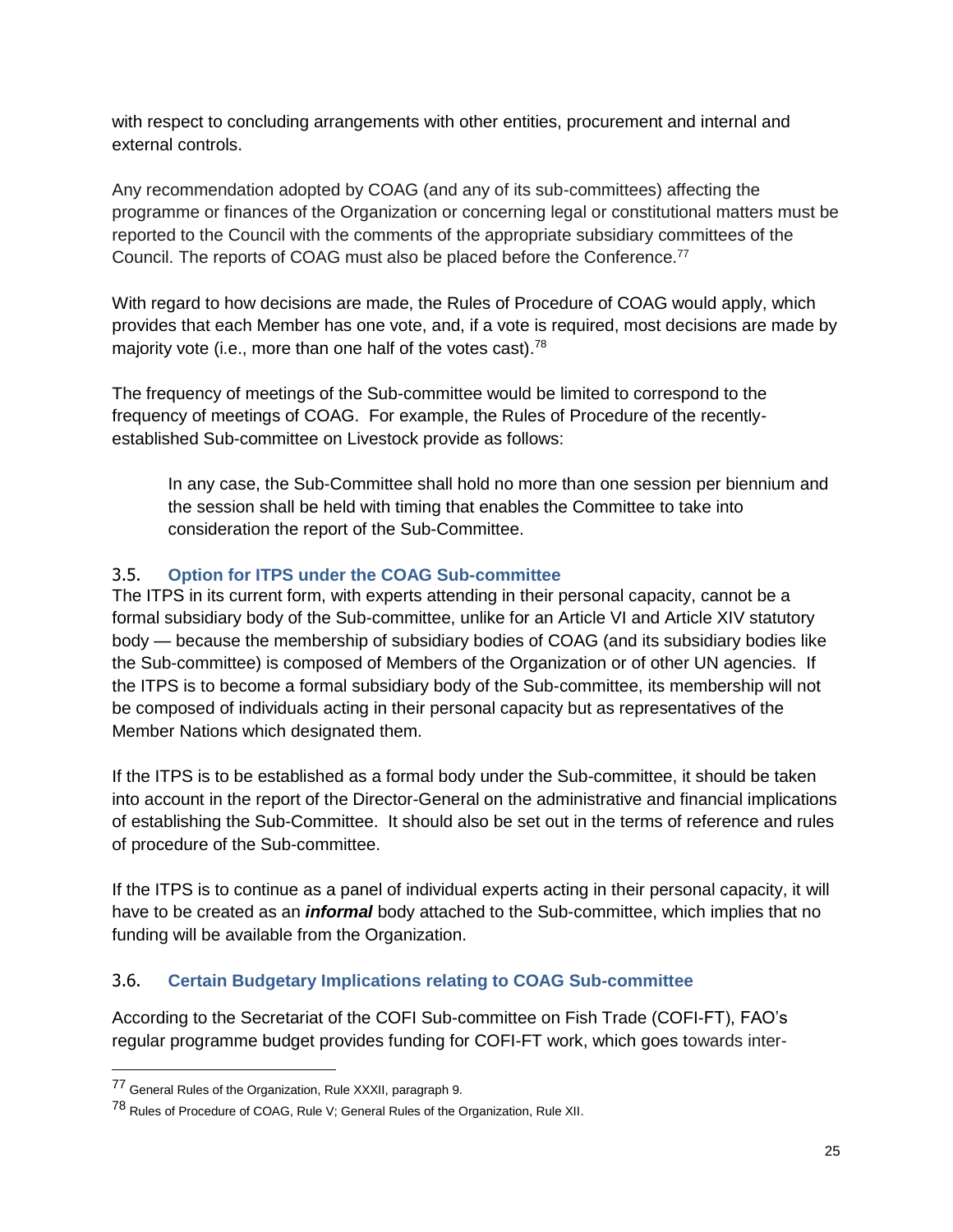with respect to concluding arrangements with other entities, procurement and internal and external controls.

Any recommendation adopted by COAG (and any of its sub-committees) affecting the programme or finances of the Organization or concerning legal or constitutional matters must be reported to the Council with the comments of the appropriate subsidiary committees of the Council. The reports of COAG must also be placed before the Conference.[77]

With regard to how decisions are made, the Rules of Procedure of COAG would apply, which provides that each Member has one vote, and, if a vote is required, most decisions are made by majority vote (i.e., more than one half of the votes cast).[78]

The frequency of meetings of the Sub-committee would be limited to correspond to the frequency of meetings of COAG. For example, the Rules of Procedure of the recently-established Sub-committee on Livestock provide as follows:

> In any case, the Sub-Committee shall hold no more than one session per biennium and the session shall be held with timing that enables the Committee to take into consideration the report of the Sub-Committee.

### 3.5. Option for ITPS under the COAG Sub-committee

The ITPS in its current form, with experts attending in their personal capacity, cannot be a formal subsidiary body of the Sub-committee, unlike for an Article VI and Article XIV statutory body — because the membership of subsidiary bodies of COAG (and its subsidiary bodies like the Sub-committee) is composed of Members of the Organization or of other UN agencies. If the ITPS is to become a formal subsidiary body of the Sub-committee, its membership will not be composed of individuals acting in their personal capacity but as representatives of the Member Nations which designated them.

If the ITPS is to be established as a formal body under the Sub-committee, it should be taken into account in the report of the Director-General on the administrative and financial implications of establishing the Sub-Committee. It should also be set out in the terms of reference and rules of procedure of the Sub-committee.

If the ITPS is to continue as a panel of individual experts acting in their personal capacity, it will have to be created as an ***informal*** body attached to the Sub-committee, which implies that no funding will be available from the Organization.

### 3.6. Certain Budgetary Implications relating to COAG Sub-committee

According to the Secretariat of the COFI Sub-committee on Fish Trade (COFI-FT), FAO's regular programme budget provides funding for COFI-FT work, which goes towards inter-

---

[77] General Rules of the Organization, Rule XXXII, paragraph 9.

[78] Rules of Procedure of COAG, Rule V; General Rules of the Organization, Rule XII.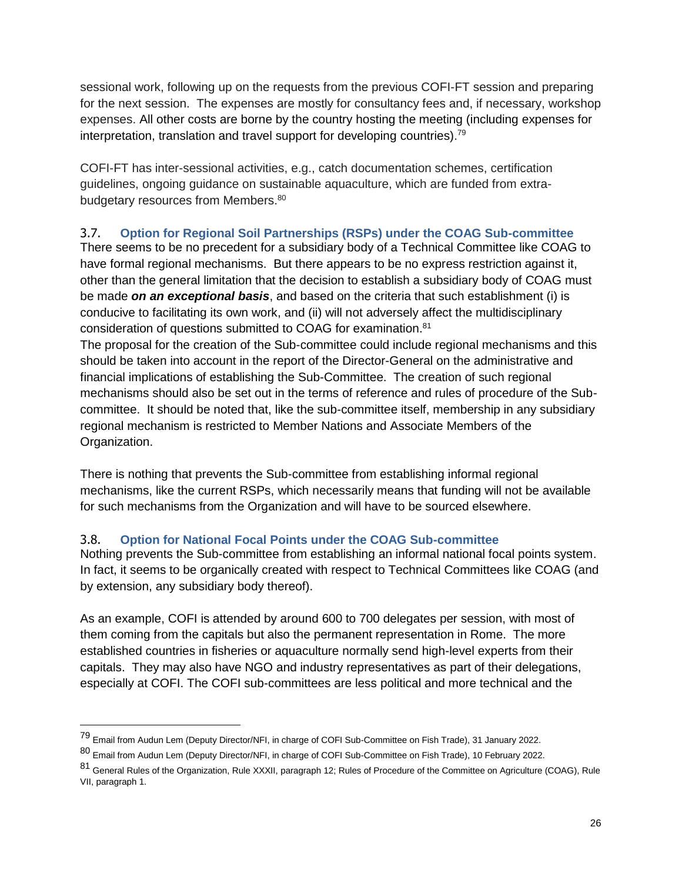sessional work, following up on the requests from the previous COFI-FT session and preparing for the next session. The expenses are mostly for consultancy fees and, if necessary, workshop expenses. All other costs are borne by the country hosting the meeting (including expenses for interpretation, translation and travel support for developing countries).[79]

COFI-FT has inter-sessional activities, e.g., catch documentation schemes, certification guidelines, ongoing guidance on sustainable aquaculture, which are funded from extra-budgetary resources from Members.[80]

### 3.7. Option for Regional Soil Partnerships (RSPs) under the COAG Sub-committee

There seems to be no precedent for a subsidiary body of a Technical Committee like COAG to have formal regional mechanisms. But there appears to be no express restriction against it, other than the general limitation that the decision to establish a subsidiary body of COAG must be made ***on an exceptional basis***, and based on the criteria that such establishment (i) is conducive to facilitating its own work, and (ii) will not adversely affect the multidisciplinary consideration of questions submitted to COAG for examination.[81]

The proposal for the creation of the Sub-committee could include regional mechanisms and this should be taken into account in the report of the Director-General on the administrative and financial implications of establishing the Sub-Committee. The creation of such regional mechanisms should also be set out in the terms of reference and rules of procedure of the Sub-committee. It should be noted that, like the sub-committee itself, membership in any subsidiary regional mechanism is restricted to Member Nations and Associate Members of the Organization.

There is nothing that prevents the Sub-committee from establishing informal regional mechanisms, like the current RSPs, which necessarily means that funding will not be available for such mechanisms from the Organization and will have to be sourced elsewhere.

### 3.8. Option for National Focal Points under the COAG Sub-committee

Nothing prevents the Sub-committee from establishing an informal national focal points system. In fact, it seems to be organically created with respect to Technical Committees like COAG (and by extension, any subsidiary body thereof).

As an example, COFI is attended by around 600 to 700 delegates per session, with most of them coming from the capitals but also the permanent representation in Rome. The more established countries in fisheries or aquaculture normally send high-level experts from their capitals. They may also have NGO and industry representatives as part of their delegations, especially at COFI. The COFI sub-committees are less political and more technical and the

---

[79] Email from Audun Lem (Deputy Director/NFI, in charge of COFI Sub-Committee on Fish Trade), 31 January 2022.

[80] Email from Audun Lem (Deputy Director/NFI, in charge of COFI Sub-Committee on Fish Trade), 10 February 2022.

[81] General Rules of the Organization, Rule XXXII, paragraph 12; Rules of Procedure of the Committee on Agriculture (COAG), Rule VII, paragraph 1.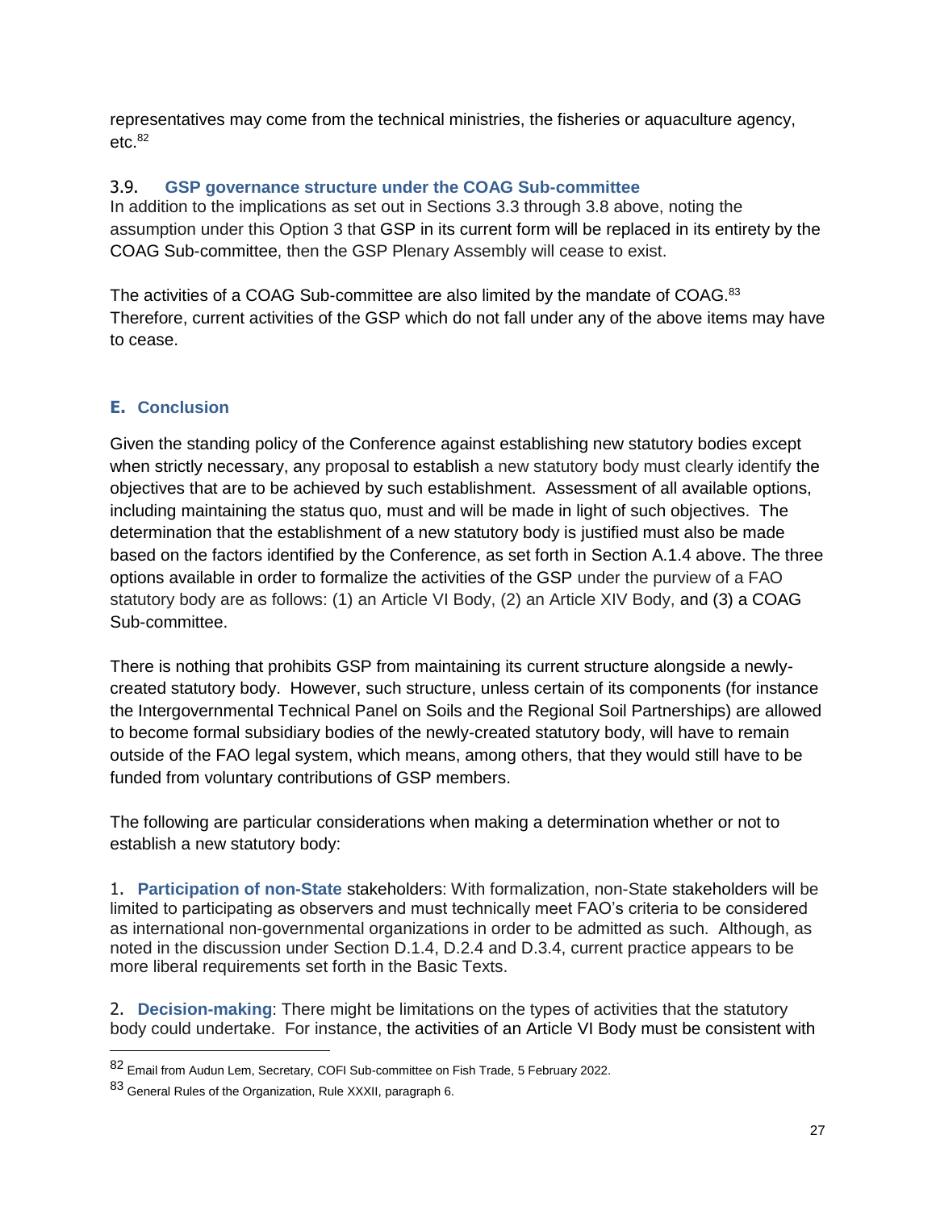representatives may come from the technical ministries, the fisheries or aquaculture agency, etc.[82]

### 3.9. GSP governance structure under the COAG Sub-committee

In addition to the implications as set out in Sections 3.3 through 3.8 above, noting the assumption under this Option 3 that GSP in its current form will be replaced in its entirety by the COAG Sub-committee, then the GSP Plenary Assembly will cease to exist.

The activities of a COAG Sub-committee are also limited by the mandate of COAG.[83] Therefore, current activities of the GSP which do not fall under any of the above items may have to cease.

## E. Conclusion

Given the standing policy of the Conference against establishing new statutory bodies except when strictly necessary, any proposal to establish a new statutory body must clearly identify the objectives that are to be achieved by such establishment. Assessment of all available options, including maintaining the status quo, must and will be made in light of such objectives. The determination that the establishment of a new statutory body is justified must also be made based on the factors identified by the Conference, as set forth in Section A.1.4 above. The three options available in order to formalize the activities of the GSP under the purview of a FAO statutory body are as follows: (1) an Article VI Body, (2) an Article XIV Body, and (3) a COAG Sub-committee.

There is nothing that prohibits GSP from maintaining its current structure alongside a newly-created statutory body. However, such structure, unless certain of its components (for instance the Intergovernmental Technical Panel on Soils and the Regional Soil Partnerships) are allowed to become formal subsidiary bodies of the newly-created statutory body, will have to remain outside of the FAO legal system, which means, among others, that they would still have to be funded from voluntary contributions of GSP members.

The following are particular considerations when making a determination whether or not to establish a new statutory body:

1. **Participation of non-State** stakeholders: With formalization, non-State stakeholders will be limited to participating as observers and must technically meet FAO's criteria to be considered as international non-governmental organizations in order to be admitted as such. Although, as noted in the discussion under Section D.1.4, D.2.4 and D.3.4, current practice appears to be more liberal requirements set forth in the Basic Texts.

2. **Decision-making**: There might be limitations on the types of activities that the statutory body could undertake. For instance, the activities of an Article VI Body must be consistent with

---

[82] Email from Audun Lem, Secretary, COFI Sub-committee on Fish Trade, 5 February 2022.

[83] General Rules of the Organization, Rule XXXII, paragraph 6.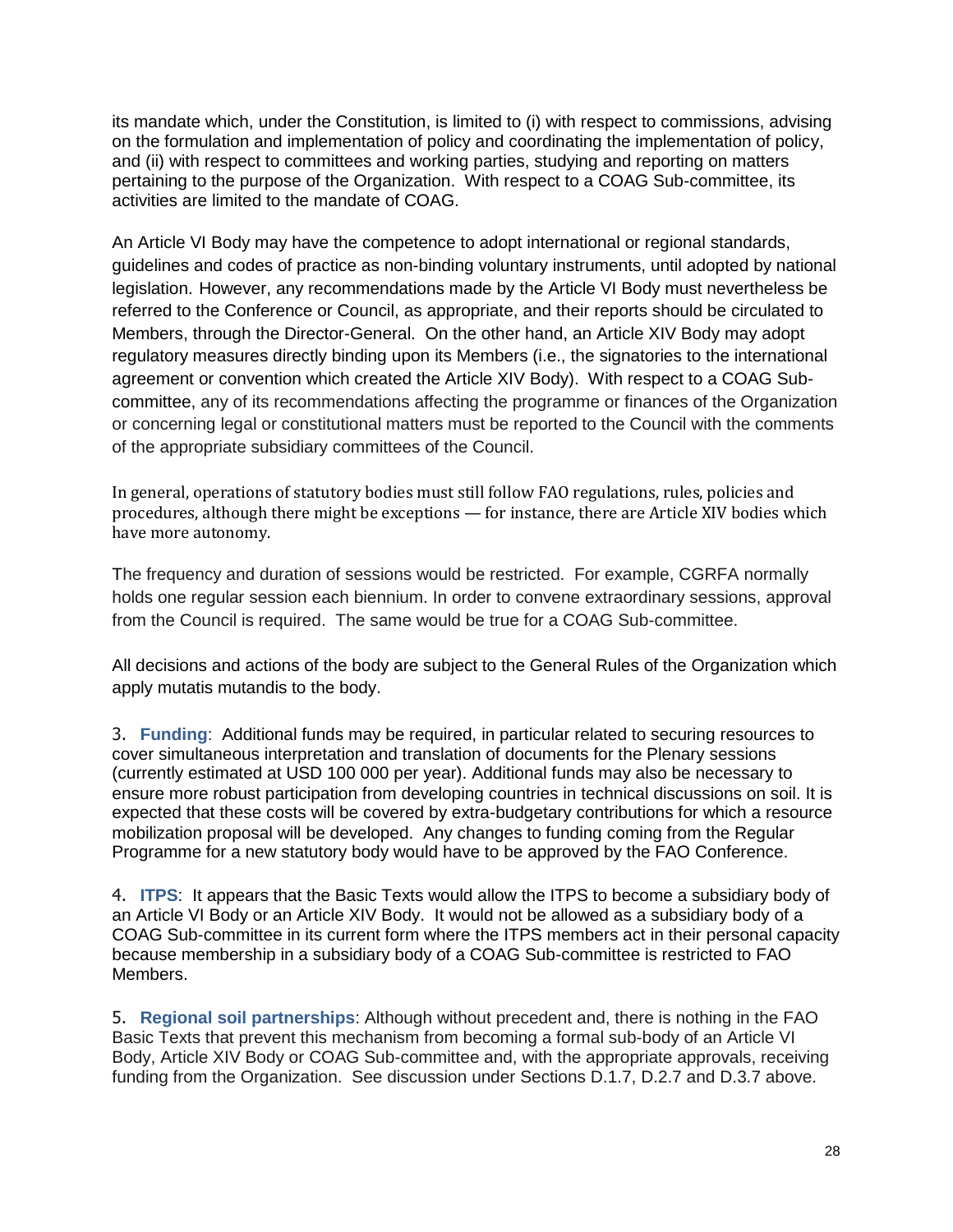its mandate which, under the Constitution, is limited to (i) with respect to commissions, advising on the formulation and implementation of policy and coordinating the implementation of policy, and (ii) with respect to committees and working parties, studying and reporting on matters pertaining to the purpose of the Organization. With respect to a COAG Sub-committee, its activities are limited to the mandate of COAG.

An Article VI Body may have the competence to adopt international or regional standards, guidelines and codes of practice as non-binding voluntary instruments, until adopted by national legislation. However, any recommendations made by the Article VI Body must nevertheless be referred to the Conference or Council, as appropriate, and their reports should be circulated to Members, through the Director-General. On the other hand, an Article XIV Body may adopt regulatory measures directly binding upon its Members (i.e., the signatories to the international agreement or convention which created the Article XIV Body). With respect to a COAG Sub-committee, any of its recommendations affecting the programme or finances of the Organization or concerning legal or constitutional matters must be reported to the Council with the comments of the appropriate subsidiary committees of the Council.

In general, operations of statutory bodies must still follow FAO regulations, rules, policies and procedures, although there might be exceptions — for instance, there are Article XIV bodies which have more autonomy.

The frequency and duration of sessions would be restricted. For example, CGRFA normally holds one regular session each biennium. In order to convene extraordinary sessions, approval from the Council is required. The same would be true for a COAG Sub-committee.

All decisions and actions of the body are subject to the General Rules of the Organization which apply mutatis mutandis to the body.

3. **Funding**: Additional funds may be required, in particular related to securing resources to cover simultaneous interpretation and translation of documents for the Plenary sessions (currently estimated at USD 100 000 per year). Additional funds may also be necessary to ensure more robust participation from developing countries in technical discussions on soil. It is expected that these costs will be covered by extra-budgetary contributions for which a resource mobilization proposal will be developed. Any changes to funding coming from the Regular Programme for a new statutory body would have to be approved by the FAO Conference.

4. **ITPS**: It appears that the Basic Texts would allow the ITPS to become a subsidiary body of an Article VI Body or an Article XIV Body. It would not be allowed as a subsidiary body of a COAG Sub-committee in its current form where the ITPS members act in their personal capacity because membership in a subsidiary body of a COAG Sub-committee is restricted to FAO Members.

5. **Regional soil partnerships**: Although without precedent and, there is nothing in the FAO Basic Texts that prevent this mechanism from becoming a formal sub-body of an Article VI Body, Article XIV Body or COAG Sub-committee and, with the appropriate approvals, receiving funding from the Organization. See discussion under Sections D.1.7, D.2.7 and D.3.7 above.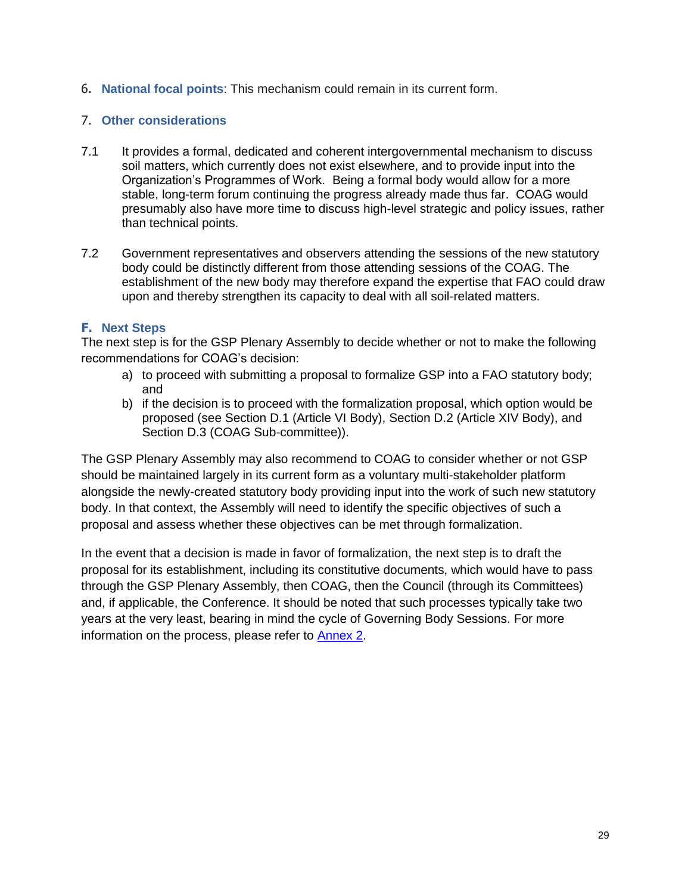6. **National focal points**: This mechanism could remain in its current form.

7. **Other considerations**

7.1 It provides a formal, dedicated and coherent intergovernmental mechanism to discuss soil matters, which currently does not exist elsewhere, and to provide input into the Organization's Programmes of Work. Being a formal body would allow for a more stable, long-term forum continuing the progress already made thus far. COAG would presumably also have more time to discuss high-level strategic and policy issues, rather than technical points.

7.2 Government representatives and observers attending the sessions of the new statutory body could be distinctly different from those attending sessions of the COAG. The establishment of the new body may therefore expand the expertise that FAO could draw upon and thereby strengthen its capacity to deal with all soil-related matters.

## F. Next Steps

The next step is for the GSP Plenary Assembly to decide whether or not to make the following recommendations for COAG's decision:

a) to proceed with submitting a proposal to formalize GSP into a FAO statutory body; and
b) if the decision is to proceed with the formalization proposal, which option would be proposed (see Section D.1 (Article VI Body), Section D.2 (Article XIV Body), and Section D.3 (COAG Sub-committee)).

The GSP Plenary Assembly may also recommend to COAG to consider whether or not GSP should be maintained largely in its current form as a voluntary multi-stakeholder platform alongside the newly-created statutory body providing input into the work of such new statutory body. In that context, the Assembly will need to identify the specific objectives of such a proposal and assess whether these objectives can be met through formalization.

In the event that a decision is made in favor of formalization, the next step is to draft the proposal for its establishment, including its constitutive documents, which would have to pass through the GSP Plenary Assembly, then COAG, then the Council (through its Committees) and, if applicable, the Conference. It should be noted that such processes typically take two years at the very least, bearing in mind the cycle of Governing Body Sessions. For more information on the process, please refer to Annex 2.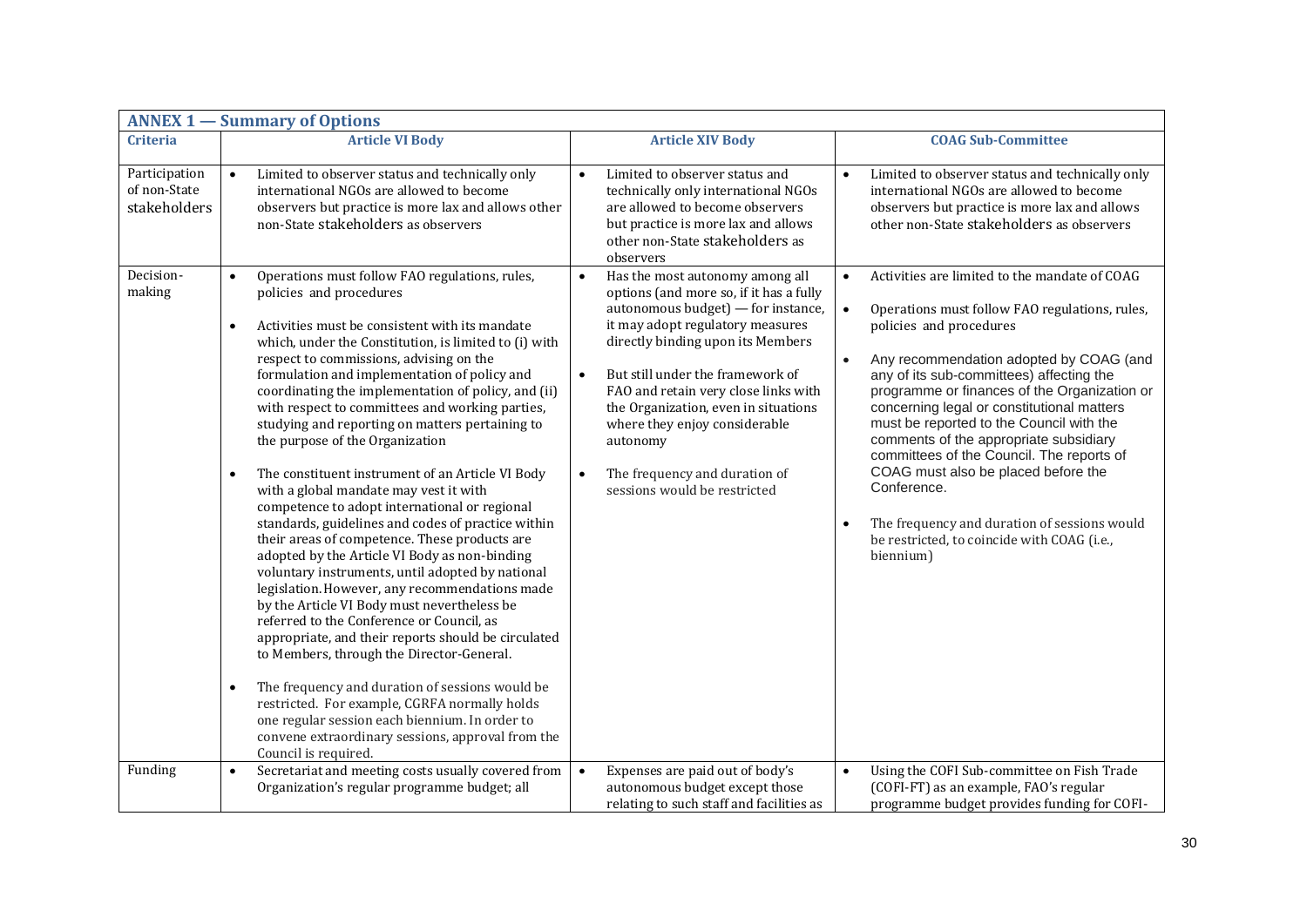| ANNEX 1 — Summary of Options | | | |
|---|---|---|---|
| **Criteria** | **Article VI Body** | **Article XIV Body** | **COAG Sub-Committee** |
| Participation of non-State stakeholders | • Limited to observer status and technically only international NGOs are allowed to become observers but practice is more lax and allows other non-State stakeholders as observers | • Limited to observer status and technically only international NGOs are allowed to become observers but practice is more lax and allows other non-State stakeholders as observers | • Limited to observer status and technically only international NGOs are allowed to become observers but practice is more lax and allows other non-State stakeholders as observers |
| Decision-making | • Operations must follow FAO regulations, rules, policies and procedures<br><br>• Activities must be consistent with its mandate which, under the Constitution, is limited to (i) with respect to commissions, advising on the formulation and implementation of policy and coordinating the implementation of policy, and (ii) with respect to committees and working parties, studying and reporting on matters pertaining to the purpose of the Organization<br><br>• The constituent instrument of an Article VI Body with a global mandate may vest it with competence to adopt international or regional standards, guidelines and codes of practice within their areas of competence. These products are adopted by the Article VI Body as non-binding voluntary instruments, until adopted by national legislation. However, any recommendations made by the Article VI Body must nevertheless be referred to the Conference or Council, as appropriate, and their reports should be circulated to Members, through the Director-General.<br><br>• The frequency and duration of sessions would be restricted. For example, CGRFA normally holds one regular session each biennium. In order to convene extraordinary sessions, approval from the Council is required. | • Has the most autonomy among all options (and more so, if it has a fully autonomous budget) — for instance, it may adopt regulatory measures directly binding upon its Members<br><br>• But still under the framework of FAO and retain very close links with the Organization, even in situations where they enjoy considerable autonomy<br><br>• The frequency and duration of sessions would be restricted | • Activities are limited to the mandate of COAG<br><br>• Operations must follow FAO regulations, rules, policies and procedures<br><br>• Any recommendation adopted by COAG (and any of its sub-committees) affecting the programme or finances of the Organization or concerning legal or constitutional matters must be reported to the Council with the comments of the appropriate subsidiary committees of the Council. The reports of COAG must also be placed before the Conference.<br><br>• The frequency and duration of sessions would be restricted, to coincide with COAG (i.e., biennium) |
| Funding | • Secretariat and meeting costs usually covered from Organization's regular programme budget; all | • Expenses are paid out of body's autonomous budget except those relating to such staff and facilities as | • Using the COFI Sub-committee on Fish Trade (COFI-FT) as an example, FAO's regular programme budget provides funding for COFI- |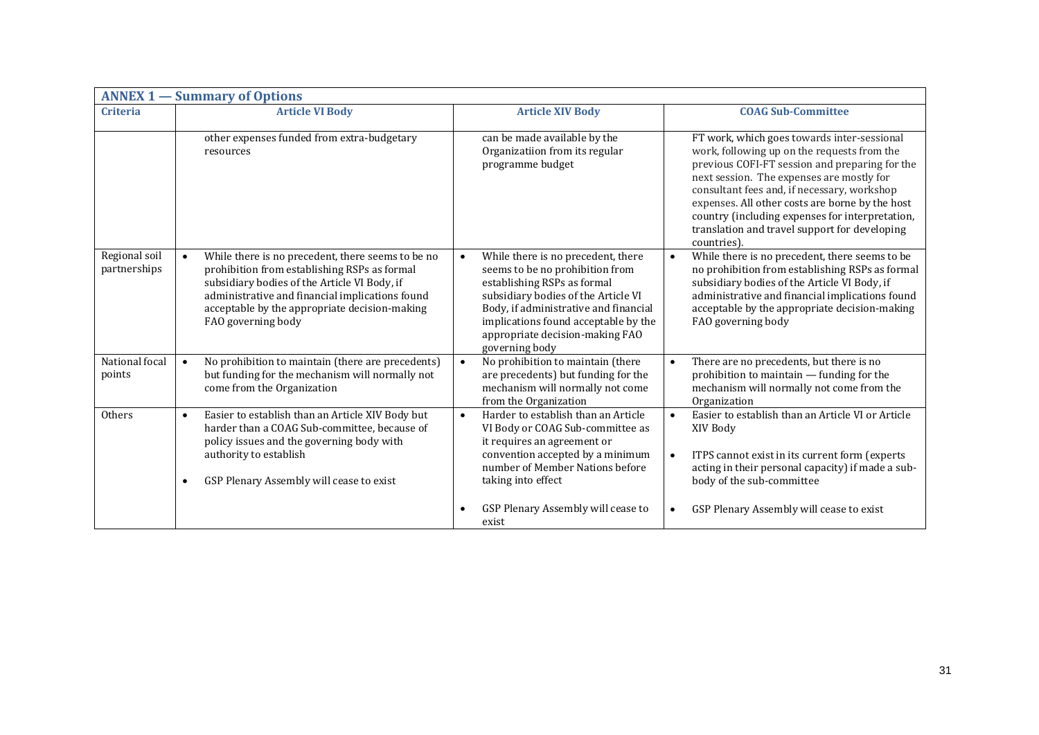| ANNEX 1 — Summary of Options | | | |
|---|---|---|---|
| **Criteria** | **Article VI Body** | **Article XIV Body** | **COAG Sub-Committee** |
| | other expenses funded from extra-budgetary resources | can be made available by the Organizatiion from its regular programme budget | FT work, which goes towards inter-sessional work, following up on the requests from the previous COFI-FT session and preparing for the next session. The expenses are mostly for consultant fees and, if necessary, workshop expenses. All other costs are borne by the host country (including expenses for interpretation, translation and travel support for developing countries). |
| Regional soil partnerships | • While there is no precedent, there seems to be no prohibition from establishing RSPs as formal subsidiary bodies of the Article VI Body, if administrative and financial implications found acceptable by the appropriate decision-making FAO governing body | • While there is no precedent, there seems to be no prohibition from establishing RSPs as formal subsidiary bodies of the Article VI Body, if administrative and financial implications found acceptable by the appropriate decision-making FAO governing body | • While there is no precedent, there seems to be no prohibition from establishing RSPs as formal subsidiary bodies of the Article VI Body, if administrative and financial implications found acceptable by the appropriate decision-making FAO governing body |
| National focal points | • No prohibition to maintain (there are precedents) but funding for the mechanism will normally not come from the Organization | • No prohibition to maintain (there are precedents) but funding for the mechanism will normally not come from the Organization | • There are no precedents, but there is no prohibition to maintain — funding for the mechanism will normally not come from the Organization |
| Others | • Easier to establish than an Article XIV Body but harder than a COAG Sub-committee, because of policy issues and the governing body with authority to establish<br>• GSP Plenary Assembly will cease to exist | • Harder to establish than an Article VI Body or COAG Sub-committee as it requires an agreement or convention accepted by a minimum number of Member Nations before taking into effect<br>• GSP Plenary Assembly will cease to exist | • Easier to establish than an Article VI or Article XIV Body<br>• ITPS cannot exist in its current form (experts acting in their personal capacity) if made a sub-body of the sub-committee<br>• GSP Plenary Assembly will cease to exist |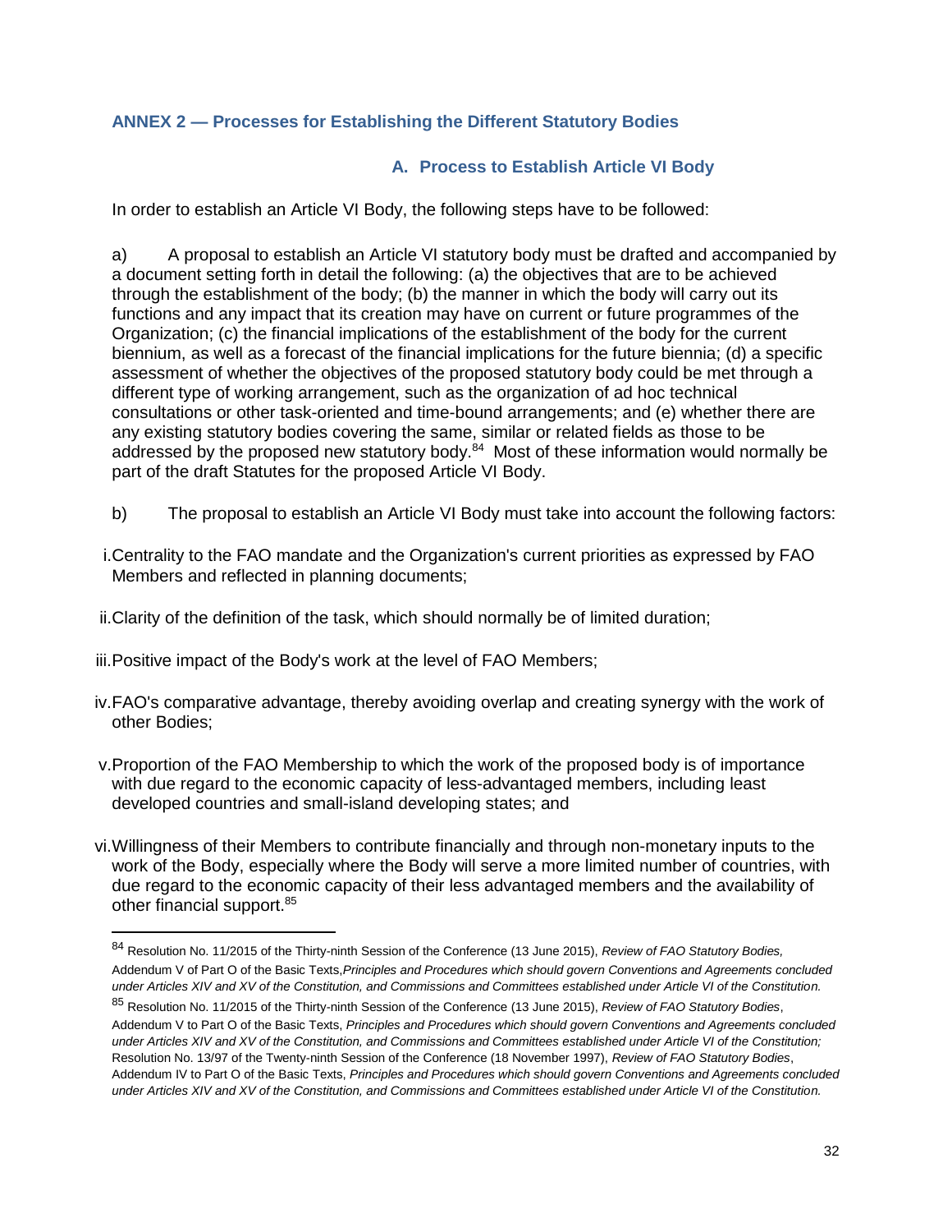## ANNEX 2 — Processes for Establishing the Different Statutory Bodies

### A. Process to Establish Article VI Body

In order to establish an Article VI Body, the following steps have to be followed:

a) A proposal to establish an Article VI statutory body must be drafted and accompanied by a document setting forth in detail the following: (a) the objectives that are to be achieved through the establishment of the body; (b) the manner in which the body will carry out its functions and any impact that its creation may have on current or future programmes of the Organization; (c) the financial implications of the establishment of the body for the current biennium, as well as a forecast of the financial implications for the future biennia; (d) a specific assessment of whether the objectives of the proposed statutory body could be met through a different type of working arrangement, such as the organization of ad hoc technical consultations or other task-oriented and time-bound arrangements; and (e) whether there are any existing statutory bodies covering the same, similar or related fields as those to be addressed by the proposed new statutory body.[84] Most of these information would normally be part of the draft Statutes for the proposed Article VI Body.

b) The proposal to establish an Article VI Body must take into account the following factors:

i. Centrality to the FAO mandate and the Organization's current priorities as expressed by FAO Members and reflected in planning documents;

ii. Clarity of the definition of the task, which should normally be of limited duration;

iii. Positive impact of the Body's work at the level of FAO Members;

iv. FAO's comparative advantage, thereby avoiding overlap and creating synergy with the work of other Bodies;

v. Proportion of the FAO Membership to which the work of the proposed body is of importance with due regard to the economic capacity of less-advantaged members, including least developed countries and small-island developing states; and

vi. Willingness of their Members to contribute financially and through non-monetary inputs to the work of the Body, especially where the Body will serve a more limited number of countries, with due regard to the economic capacity of their less advantaged members and the availability of other financial support.[85]

---

[84] Resolution No. 11/2015 of the Thirty-ninth Session of the Conference (13 June 2015), *Review of FAO Statutory Bodies,* Addendum V of Part O of the Basic Texts,*Principles and Procedures which should govern Conventions and Agreements concluded under Articles XIV and XV of the Constitution, and Commissions and Committees established under Article VI of the Constitution.*

[85] Resolution No. 11/2015 of the Thirty-ninth Session of the Conference (13 June 2015), *Review of FAO Statutory Bodies*, Addendum V to Part O of the Basic Texts, *Principles and Procedures which should govern Conventions and Agreements concluded under Articles XIV and XV of the Constitution, and Commissions and Committees established under Article VI of the Constitution;* Resolution No. 13/97 of the Twenty-ninth Session of the Conference (18 November 1997), *Review of FAO Statutory Bodies*, Addendum IV to Part O of the Basic Texts, *Principles and Procedures which should govern Conventions and Agreements concluded under Articles XIV and XV of the Constitution, and Commissions and Committees established under Article VI of the Constitution.*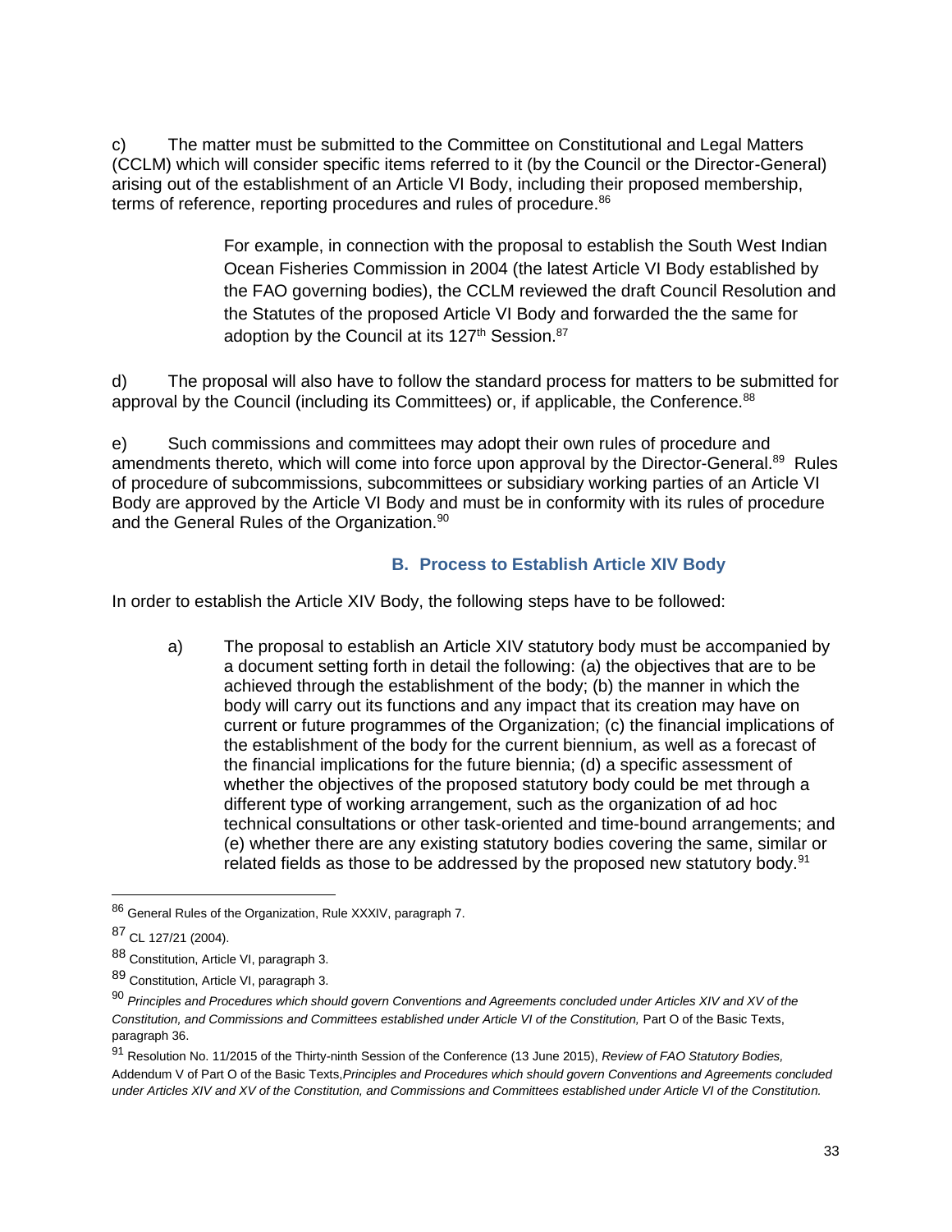c) The matter must be submitted to the Committee on Constitutional and Legal Matters (CCLM) which will consider specific items referred to it (by the Council or the Director-General) arising out of the establishment of an Article VI Body, including their proposed membership, terms of reference, reporting procedures and rules of procedure.[86]

> For example, in connection with the proposal to establish the South West Indian Ocean Fisheries Commission in 2004 (the latest Article VI Body established by the FAO governing bodies), the CCLM reviewed the draft Council Resolution and the Statutes of the proposed Article VI Body and forwarded the the same for adoption by the Council at its 127th Session.[87]

d) The proposal will also have to follow the standard process for matters to be submitted for approval by the Council (including its Committees) or, if applicable, the Conference.[88]

e) Such commissions and committees may adopt their own rules of procedure and amendments thereto, which will come into force upon approval by the Director-General.[89] Rules of procedure of subcommissions, subcommittees or subsidiary working parties of an Article VI Body are approved by the Article VI Body and must be in conformity with its rules of procedure and the General Rules of the Organization.[90]

### B. Process to Establish Article XIV Body

In order to establish the Article XIV Body, the following steps have to be followed:

a) The proposal to establish an Article XIV statutory body must be accompanied by a document setting forth in detail the following: (a) the objectives that are to be achieved through the establishment of the body; (b) the manner in which the body will carry out its functions and any impact that its creation may have on current or future programmes of the Organization; (c) the financial implications of the establishment of the body for the current biennium, as well as a forecast of the financial implications for the future biennia; (d) a specific assessment of whether the objectives of the proposed statutory body could be met through a different type of working arrangement, such as the organization of ad hoc technical consultations or other task-oriented and time-bound arrangements; and (e) whether there are any existing statutory bodies covering the same, similar or related fields as those to be addressed by the proposed new statutory body.[91]

---

[86] General Rules of the Organization, Rule XXXIV, paragraph 7.

[87] CL 127/21 (2004).

[88] Constitution, Article VI, paragraph 3.

[89] Constitution, Article VI, paragraph 3.

[90] *Principles and Procedures which should govern Conventions and Agreements concluded under Articles XIV and XV of the Constitution, and Commissions and Committees established under Article VI of the Constitution,* Part O of the Basic Texts, paragraph 36.

[91] Resolution No. 11/2015 of the Thirty-ninth Session of the Conference (13 June 2015), *Review of FAO Statutory Bodies,* Addendum V of Part O of the Basic Texts, *Principles and Procedures which should govern Conventions and Agreements concluded under Articles XIV and XV of the Constitution, and Commissions and Committees established under Article VI of the Constitution.*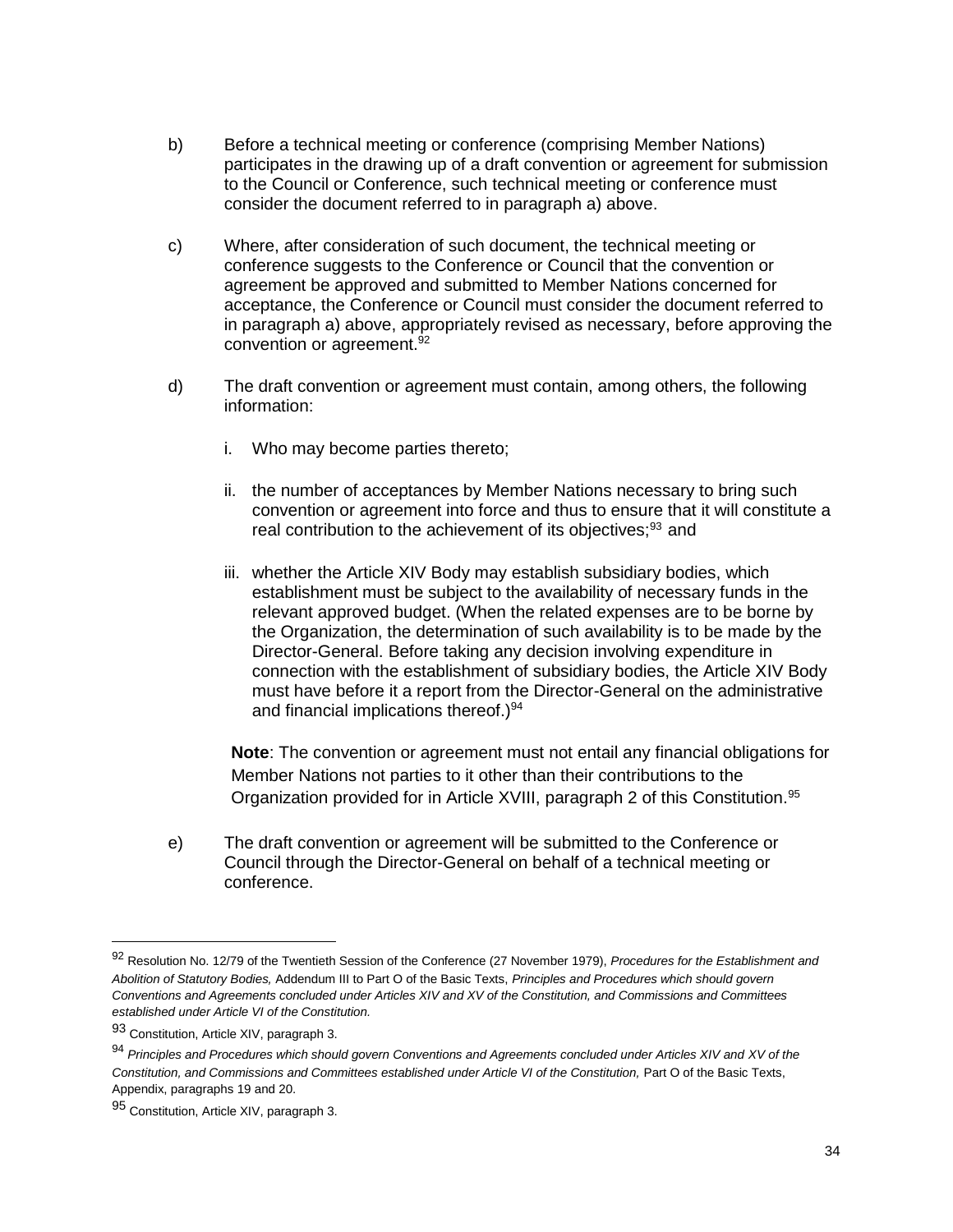b) Before a technical meeting or conference (comprising Member Nations) participates in the drawing up of a draft convention or agreement for submission to the Council or Conference, such technical meeting or conference must consider the document referred to in paragraph a) above.

c) Where, after consideration of such document, the technical meeting or conference suggests to the Conference or Council that the convention or agreement be approved and submitted to Member Nations concerned for acceptance, the Conference or Council must consider the document referred to in paragraph a) above, appropriately revised as necessary, before approving the convention or agreement.[92]

d) The draft convention or agreement must contain, among others, the following information:

   i. Who may become parties thereto;

   ii. the number of acceptances by Member Nations necessary to bring such convention or agreement into force and thus to ensure that it will constitute a real contribution to the achievement of its objectives;[93] and

   iii. whether the Article XIV Body may establish subsidiary bodies, which establishment must be subject to the availability of necessary funds in the relevant approved budget. (When the related expenses are to be borne by the Organization, the determination of such availability is to be made by the Director-General. Before taking any decision involving expenditure in connection with the establishment of subsidiary bodies, the Article XIV Body must have before it a report from the Director-General on the administrative and financial implications thereof.)[94]

   **Note**: The convention or agreement must not entail any financial obligations for Member Nations not parties to it other than their contributions to the Organization provided for in Article XVIII, paragraph 2 of this Constitution.[95]

e) The draft convention or agreement will be submitted to the Conference or Council through the Director-General on behalf of a technical meeting or conference.

---

[92] Resolution No. 12/79 of the Twentieth Session of the Conference (27 November 1979), *Procedures for the Establishment and Abolition of Statutory Bodies,* Addendum III to Part O of the Basic Texts, *Principles and Procedures which should govern Conventions and Agreements concluded under Articles XIV and XV of the Constitution, and Commissions and Committees established under Article VI of the Constitution.*

[93] Constitution, Article XIV, paragraph 3.

[94] *Principles and Procedures which should govern Conventions and Agreements concluded under Articles XIV and XV of the Constitution, and Commissions and Committees established under Article VI of the Constitution,* Part O of the Basic Texts, Appendix, paragraphs 19 and 20.

[95] Constitution, Article XIV, paragraph 3.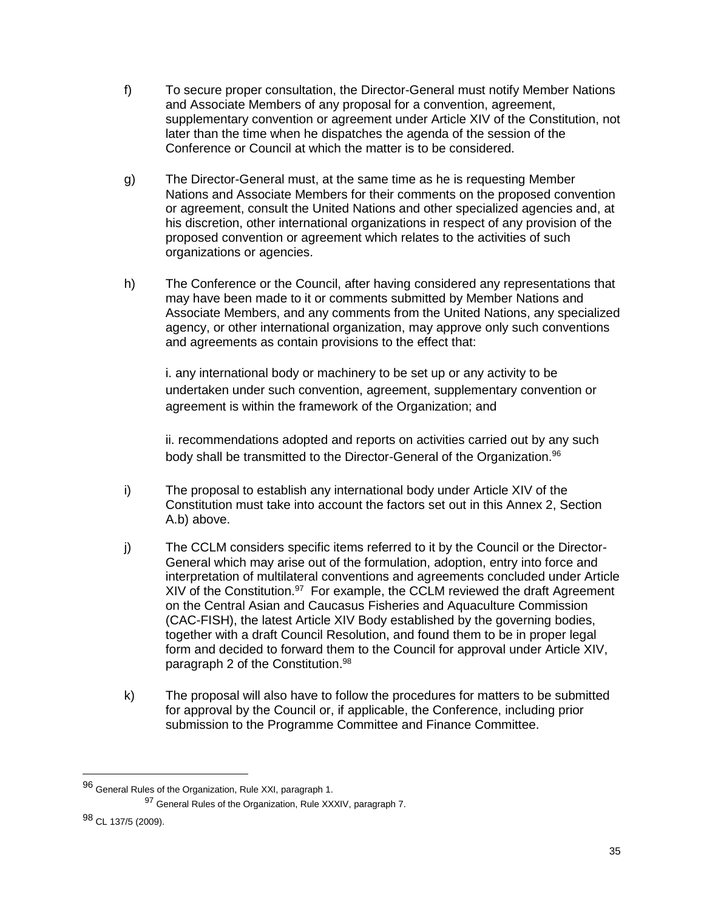f) To secure proper consultation, the Director-General must notify Member Nations and Associate Members of any proposal for a convention, agreement, supplementary convention or agreement under Article XIV of the Constitution, not later than the time when he dispatches the agenda of the session of the Conference or Council at which the matter is to be considered.

g) The Director-General must, at the same time as he is requesting Member Nations and Associate Members for their comments on the proposed convention or agreement, consult the United Nations and other specialized agencies and, at his discretion, other international organizations in respect of any provision of the proposed convention or agreement which relates to the activities of such organizations or agencies.

h) The Conference or the Council, after having considered any representations that may have been made to it or comments submitted by Member Nations and Associate Members, and any comments from the United Nations, any specialized agency, or other international organization, may approve only such conventions and agreements as contain provisions to the effect that:

   i. any international body or machinery to be set up or any activity to be undertaken under such convention, agreement, supplementary convention or agreement is within the framework of the Organization; and

   ii. recommendations adopted and reports on activities carried out by any such body shall be transmitted to the Director-General of the Organization.[96]

i) The proposal to establish any international body under Article XIV of the Constitution must take into account the factors set out in this Annex 2, Section A.b) above.

j) The CCLM considers specific items referred to it by the Council or the Director-General which may arise out of the formulation, adoption, entry into force and interpretation of multilateral conventions and agreements concluded under Article XIV of the Constitution.[97] For example, the CCLM reviewed the draft Agreement on the Central Asian and Caucasus Fisheries and Aquaculture Commission (CAC-FISH), the latest Article XIV Body established by the governing bodies, together with a draft Council Resolution, and found them to be in proper legal form and decided to forward them to the Council for approval under Article XIV, paragraph 2 of the Constitution.[98]

k) The proposal will also have to follow the procedures for matters to be submitted for approval by the Council or, if applicable, the Conference, including prior submission to the Programme Committee and Finance Committee.

---

[96] General Rules of the Organization, Rule XXI, paragraph 1.

[97] General Rules of the Organization, Rule XXXIV, paragraph 7.

[98] CL 137/5 (2009).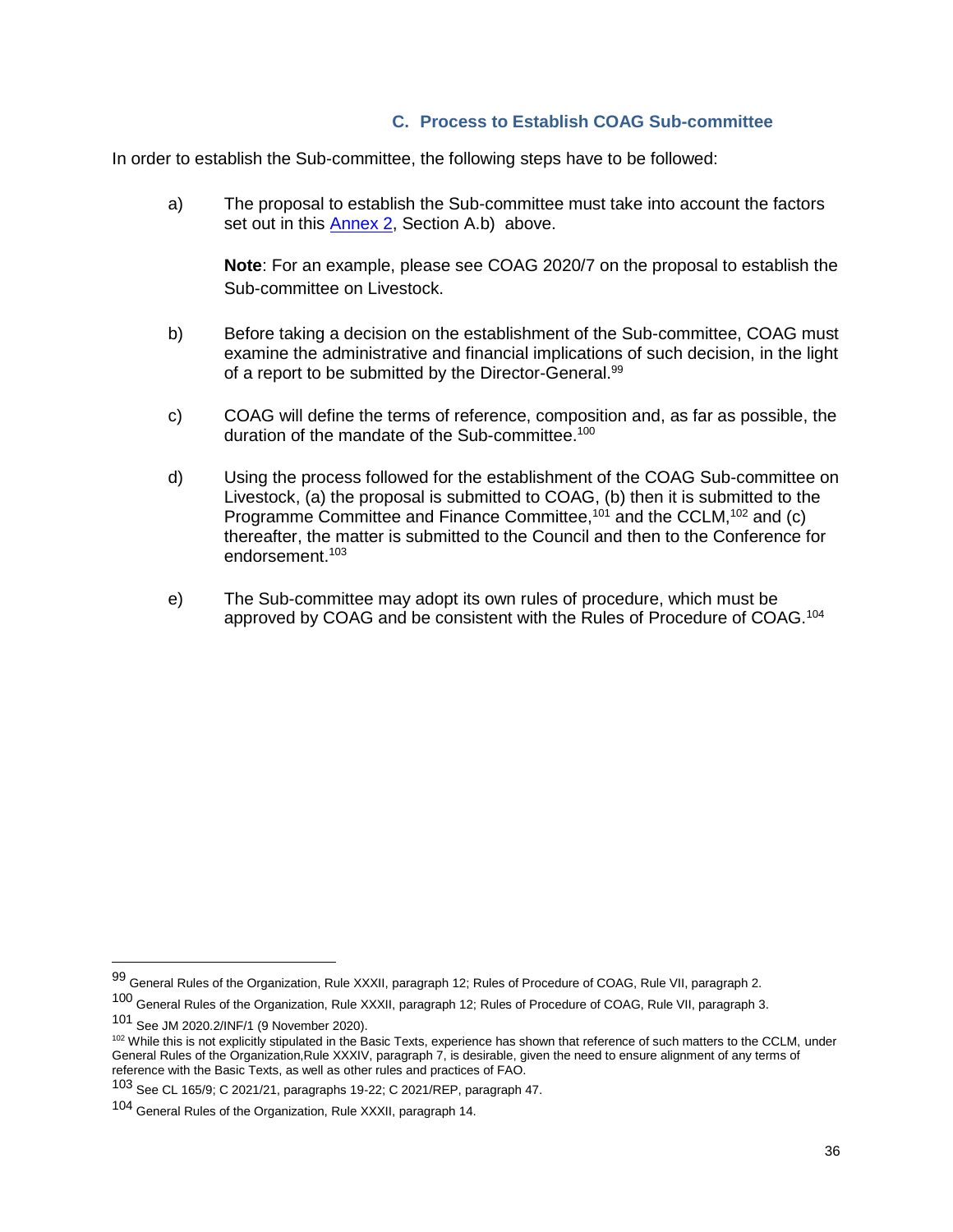### C. Process to Establish COAG Sub-committee

In order to establish the Sub-committee, the following steps have to be followed:

a) The proposal to establish the Sub-committee must take into account the factors set out in this Annex 2, Section A.b) above.

   **Note**: For an example, please see COAG 2020/7 on the proposal to establish the Sub-committee on Livestock.

b) Before taking a decision on the establishment of the Sub-committee, COAG must examine the administrative and financial implications of such decision, in the light of a report to be submitted by the Director-General.[99]

c) COAG will define the terms of reference, composition and, as far as possible, the duration of the mandate of the Sub-committee.[100]

d) Using the process followed for the establishment of the COAG Sub-committee on Livestock, (a) the proposal is submitted to COAG, (b) then it is submitted to the Programme Committee and Finance Committee,[101] and the CCLM,[102] and (c) thereafter, the matter is submitted to the Council and then to the Conference for endorsement.[103]

e) The Sub-committee may adopt its own rules of procedure, which must be approved by COAG and be consistent with the Rules of Procedure of COAG.[104]

---

[99] General Rules of the Organization, Rule XXXII, paragraph 12; Rules of Procedure of COAG, Rule VII, paragraph 2.

[100] General Rules of the Organization, Rule XXXII, paragraph 12; Rules of Procedure of COAG, Rule VII, paragraph 3.

[101] See JM 2020.2/INF/1 (9 November 2020).

[102] While this is not explicitly stipulated in the Basic Texts, experience has shown that reference of such matters to the CCLM, under General Rules of the Organization,Rule XXXIV, paragraph 7, is desirable, given the need to ensure alignment of any terms of reference with the Basic Texts, as well as other rules and practices of FAO.

[103] See CL 165/9; C 2021/21, paragraphs 19-22; C 2021/REP, paragraph 47.

[104] General Rules of the Organization, Rule XXXII, paragraph 14.